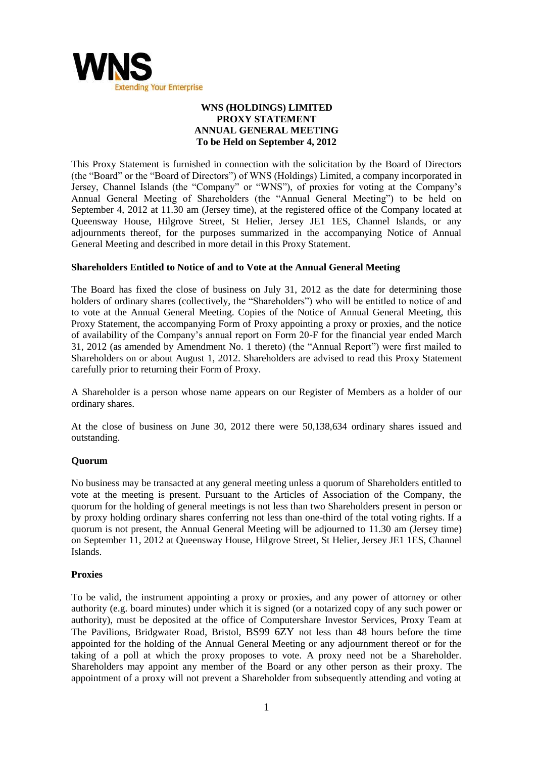# WNS (HOLDINGS) LIMITED
## PROXY STATEMENT
## ANNUAL GENERAL MEETING
## To be Held on September 4, 2012

This Proxy Statement is furnished in connection with the solicitation by the Board of Directors (the "Board" or the "Board of Directors") of WNS (Holdings) Limited, a company incorporated in Jersey, Channel Islands (the "Company" or "WNS"), of proxies for voting at the Company's Annual General Meeting of Shareholders (the "Annual General Meeting") to be held on September 4, 2012 at 11.30 am (Jersey time), at the registered office of the Company located at Queensway House, Hilgrove Street, St Helier, Jersey JE1 1ES, Channel Islands, or any adjournments thereof, for the purposes summarized in the accompanying Notice of Annual General Meeting and described in more detail in this Proxy Statement.

### Shareholders Entitled to Notice of and to Vote at the Annual General Meeting

The Board has fixed the close of business on July 31, 2012 as the date for determining those holders of ordinary shares (collectively, the "Shareholders") who will be entitled to notice of and to vote at the Annual General Meeting. Copies of the Notice of Annual General Meeting, this Proxy Statement, the accompanying Form of Proxy appointing a proxy or proxies, and the notice of availability of the Company's annual report on Form 20-F for the financial year ended March 31, 2012 (as amended by Amendment No. 1 thereto) (the "Annual Report") were first mailed to Shareholders on or about August 1, 2012. Shareholders are advised to read this Proxy Statement carefully prior to returning their Form of Proxy.

A Shareholder is a person whose name appears on our Register of Members as a holder of our ordinary shares.

At the close of business on June 30, 2012 there were 50,138,634 ordinary shares issued and outstanding.

### Quorum

No business may be transacted at any general meeting unless a quorum of Shareholders entitled to vote at the meeting is present. Pursuant to the Articles of Association of the Company, the quorum for the holding of general meetings is not less than two Shareholders present in person or by proxy holding ordinary shares conferring not less than one-third of the total voting rights. If a quorum is not present, the Annual General Meeting will be adjourned to 11.30 am (Jersey time) on September 11, 2012 at Queensway House, Hilgrove Street, St Helier, Jersey JE1 1ES, Channel Islands.

### Proxies

To be valid, the instrument appointing a proxy or proxies, and any power of attorney or other authority (e.g. board minutes) under which it is signed (or a notarized copy of any such power or authority), must be deposited at the office of Computershare Investor Services, Proxy Team at The Pavilions, Bridgwater Road, Bristol, BS99 6ZY not less than 48 hours before the time appointed for the holding of the Annual General Meeting or any adjournment thereof or for the taking of a poll at which the proxy proposes to vote. A proxy need not be a Shareholder. Shareholders may appoint any member of the Board or any other person as their proxy. The appointment of a proxy will not prevent a Shareholder from subsequently attending and voting at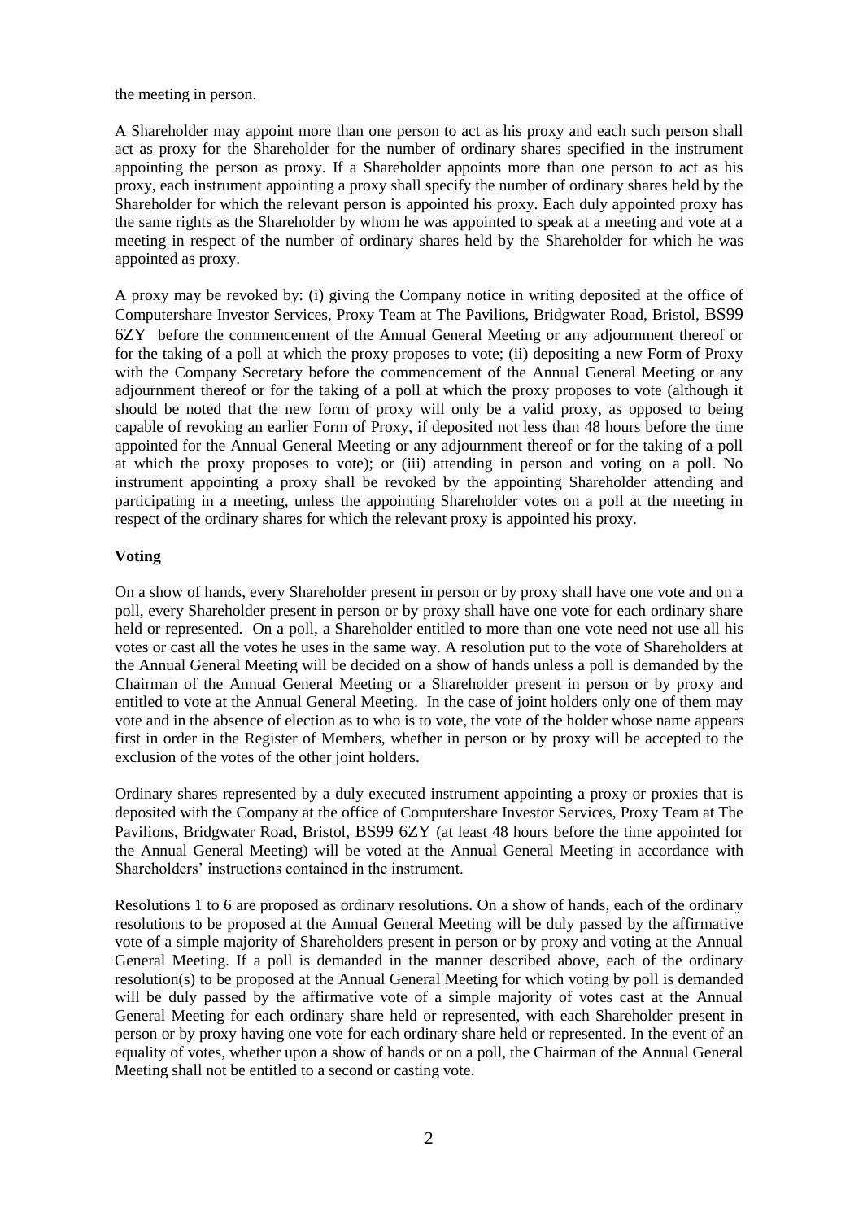the meeting in person.

A Shareholder may appoint more than one person to act as his proxy and each such person shall act as proxy for the Shareholder for the number of ordinary shares specified in the instrument appointing the person as proxy. If a Shareholder appoints more than one person to act as his proxy, each instrument appointing a proxy shall specify the number of ordinary shares held by the Shareholder for which the relevant person is appointed his proxy. Each duly appointed proxy has the same rights as the Shareholder by whom he was appointed to speak at a meeting and vote at a meeting in respect of the number of ordinary shares held by the Shareholder for which he was appointed as proxy.

A proxy may be revoked by: (i) giving the Company notice in writing deposited at the office of Computershare Investor Services, Proxy Team at The Pavilions, Bridgwater Road, Bristol, BS99 6ZY before the commencement of the Annual General Meeting or any adjournment thereof or for the taking of a poll at which the proxy proposes to vote; (ii) depositing a new Form of Proxy with the Company Secretary before the commencement of the Annual General Meeting or any adjournment thereof or for the taking of a poll at which the proxy proposes to vote (although it should be noted that the new form of proxy will only be a valid proxy, as opposed to being capable of revoking an earlier Form of Proxy, if deposited not less than 48 hours before the time appointed for the Annual General Meeting or any adjournment thereof or for the taking of a poll at which the proxy proposes to vote); or (iii) attending in person and voting on a poll. No instrument appointing a proxy shall be revoked by the appointing Shareholder attending and participating in a meeting, unless the appointing Shareholder votes on a poll at the meeting in respect of the ordinary shares for which the relevant proxy is appointed his proxy.

**Voting**

On a show of hands, every Shareholder present in person or by proxy shall have one vote and on a poll, every Shareholder present in person or by proxy shall have one vote for each ordinary share held or represented. On a poll, a Shareholder entitled to more than one vote need not use all his votes or cast all the votes he uses in the same way. A resolution put to the vote of Shareholders at the Annual General Meeting will be decided on a show of hands unless a poll is demanded by the Chairman of the Annual General Meeting or a Shareholder present in person or by proxy and entitled to vote at the Annual General Meeting. In the case of joint holders only one of them may vote and in the absence of election as to who is to vote, the vote of the holder whose name appears first in order in the Register of Members, whether in person or by proxy will be accepted to the exclusion of the votes of the other joint holders.

Ordinary shares represented by a duly executed instrument appointing a proxy or proxies that is deposited with the Company at the office of Computershare Investor Services, Proxy Team at The Pavilions, Bridgwater Road, Bristol, BS99 6ZY (at least 48 hours before the time appointed for the Annual General Meeting) will be voted at the Annual General Meeting in accordance with Shareholders' instructions contained in the instrument.

Resolutions 1 to 6 are proposed as ordinary resolutions. On a show of hands, each of the ordinary resolutions to be proposed at the Annual General Meeting will be duly passed by the affirmative vote of a simple majority of Shareholders present in person or by proxy and voting at the Annual General Meeting. If a poll is demanded in the manner described above, each of the ordinary resolution(s) to be proposed at the Annual General Meeting for which voting by poll is demanded will be duly passed by the affirmative vote of a simple majority of votes cast at the Annual General Meeting for each ordinary share held or represented, with each Shareholder present in person or by proxy having one vote for each ordinary share held or represented. In the event of an equality of votes, whether upon a show of hands or on a poll, the Chairman of the Annual General Meeting shall not be entitled to a second or casting vote.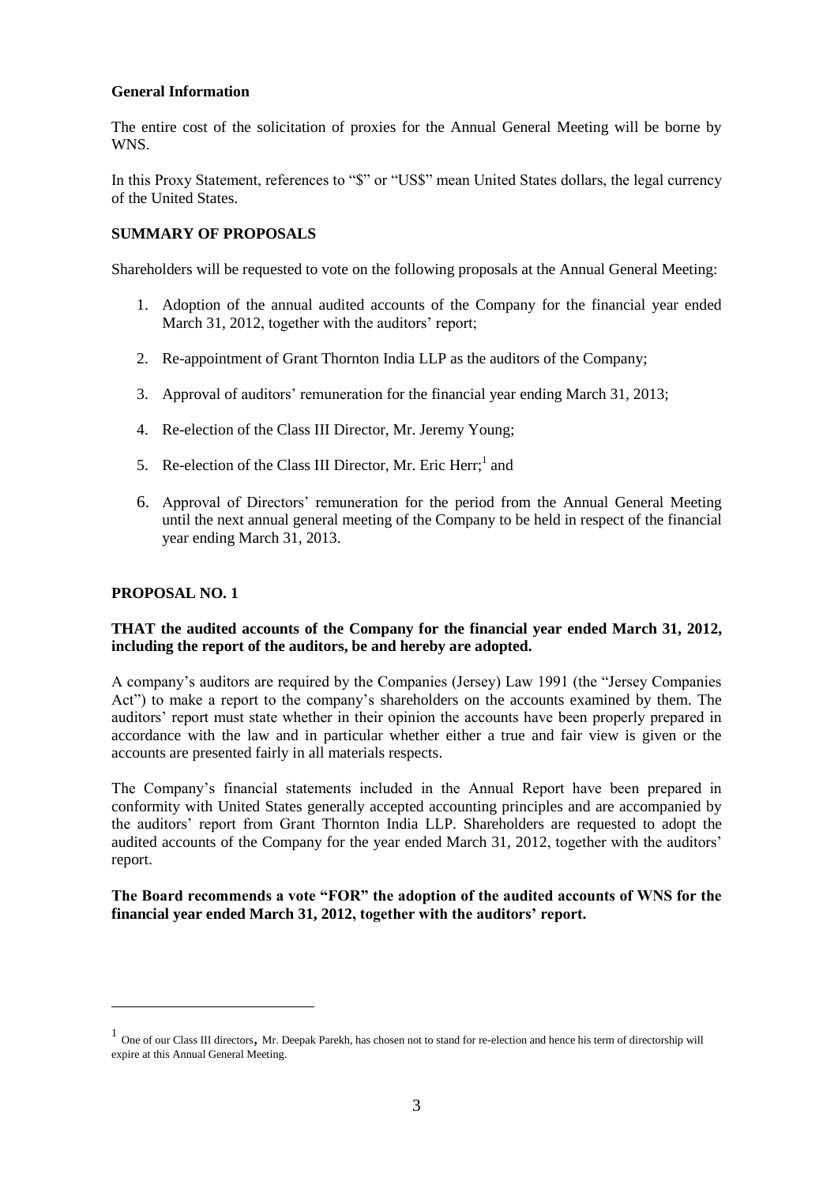**General Information**

The entire cost of the solicitation of proxies for the Annual General Meeting will be borne by WNS.

In this Proxy Statement, references to "$" or "US$" mean United States dollars, the legal currency of the United States.

**SUMMARY OF PROPOSALS**

Shareholders will be requested to vote on the following proposals at the Annual General Meeting:

1. Adoption of the annual audited accounts of the Company for the financial year ended March 31, 2012, together with the auditors' report;
2. Re-appointment of Grant Thornton India LLP as the auditors of the Company;
3. Approval of auditors' remuneration for the financial year ending March 31, 2013;
4. Re-election of the Class III Director, Mr. Jeremy Young;
5. Re-election of the Class III Director, Mr. Eric Herr;[1] and
6. Approval of Directors' remuneration for the period from the Annual General Meeting until the next annual general meeting of the Company to be held in respect of the financial year ending March 31, 2013.

**PROPOSAL NO. 1**

**THAT the audited accounts of the Company for the financial year ended March 31, 2012, including the report of the auditors, be and hereby are adopted.**

A company's auditors are required by the Companies (Jersey) Law 1991 (the "Jersey Companies Act") to make a report to the company's shareholders on the accounts examined by them. The auditors' report must state whether in their opinion the accounts have been properly prepared in accordance with the law and in particular whether either a true and fair view is given or the accounts are presented fairly in all materials respects.

The Company's financial statements included in the Annual Report have been prepared in conformity with United States generally accepted accounting principles and are accompanied by the auditors' report from Grant Thornton India LLP. Shareholders are requested to adopt the audited accounts of the Company for the year ended March 31, 2012, together with the auditors' report.

**The Board recommends a vote "FOR" the adoption of the audited accounts of WNS for the financial year ended March 31, 2012, together with the auditors' report.**

---

[1] One of our Class III directors, Mr. Deepak Parekh, has chosen not to stand for re-election and hence his term of directorship will expire at this Annual General Meeting.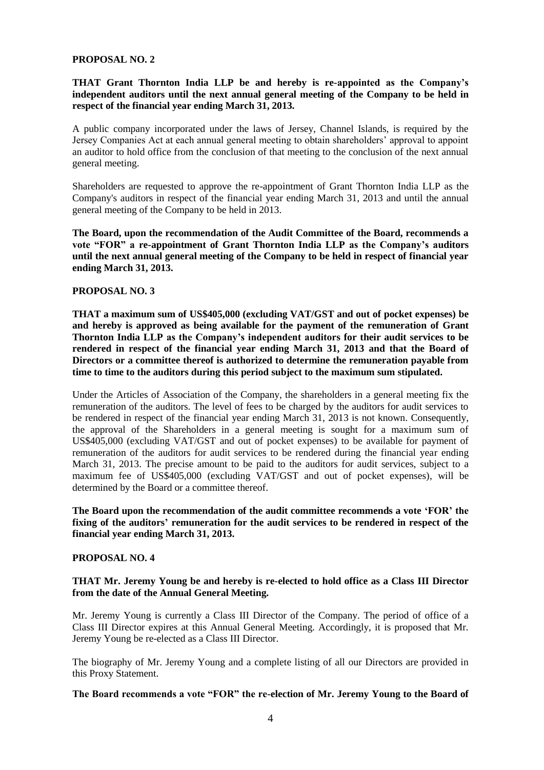**PROPOSAL NO. 2**

**THAT Grant Thornton India LLP be and hereby is re-appointed as the Company's independent auditors until the next annual general meeting of the Company to be held in respect of the financial year ending March 31, 2013.**

A public company incorporated under the laws of Jersey, Channel Islands, is required by the Jersey Companies Act at each annual general meeting to obtain shareholders' approval to appoint an auditor to hold office from the conclusion of that meeting to the conclusion of the next annual general meeting.

Shareholders are requested to approve the re-appointment of Grant Thornton India LLP as the Company's auditors in respect of the financial year ending March 31, 2013 and until the annual general meeting of the Company to be held in 2013.

**The Board, upon the recommendation of the Audit Committee of the Board, recommends a vote "FOR" a re-appointment of Grant Thornton India LLP as the Company's auditors until the next annual general meeting of the Company to be held in respect of financial year ending March 31, 2013.**

**PROPOSAL NO. 3**

**THAT a maximum sum of US$405,000 (excluding VAT/GST and out of pocket expenses) be and hereby is approved as being available for the payment of the remuneration of Grant Thornton India LLP as the Company's independent auditors for their audit services to be rendered in respect of the financial year ending March 31, 2013 and that the Board of Directors or a committee thereof is authorized to determine the remuneration payable from time to time to the auditors during this period subject to the maximum sum stipulated.**

Under the Articles of Association of the Company, the shareholders in a general meeting fix the remuneration of the auditors. The level of fees to be charged by the auditors for audit services to be rendered in respect of the financial year ending March 31, 2013 is not known. Consequently, the approval of the Shareholders in a general meeting is sought for a maximum sum of US$405,000 (excluding VAT/GST and out of pocket expenses) to be available for payment of remuneration of the auditors for audit services to be rendered during the financial year ending March 31, 2013. The precise amount to be paid to the auditors for audit services, subject to a maximum fee of US$405,000 (excluding VAT/GST and out of pocket expenses), will be determined by the Board or a committee thereof.

**The Board upon the recommendation of the audit committee recommends a vote 'FOR' the fixing of the auditors' remuneration for the audit services to be rendered in respect of the financial year ending March 31, 2013.**

**PROPOSAL NO. 4**

**THAT Mr. Jeremy Young be and hereby is re-elected to hold office as a Class III Director from the date of the Annual General Meeting.**

Mr. Jeremy Young is currently a Class III Director of the Company. The period of office of a Class III Director expires at this Annual General Meeting. Accordingly, it is proposed that Mr. Jeremy Young be re-elected as a Class III Director.

The biography of Mr. Jeremy Young and a complete listing of all our Directors are provided in this Proxy Statement.

**The Board recommends a vote "FOR" the re-election of Mr. Jeremy Young to the Board of**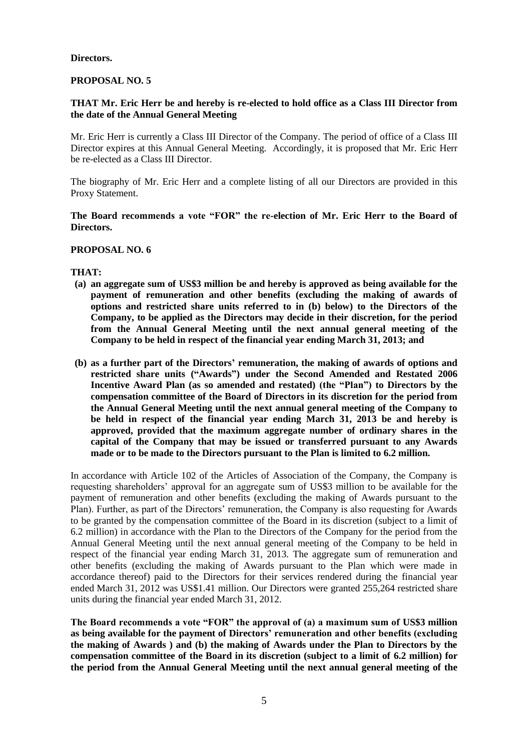**Directors.**

**PROPOSAL NO. 5**

**THAT Mr. Eric Herr be and hereby is re-elected to hold office as a Class III Director from the date of the Annual General Meeting**

Mr. Eric Herr is currently a Class III Director of the Company. The period of office of a Class III Director expires at this Annual General Meeting. Accordingly, it is proposed that Mr. Eric Herr be re-elected as a Class III Director.

The biography of Mr. Eric Herr and a complete listing of all our Directors are provided in this Proxy Statement.

**The Board recommends a vote "FOR" the re-election of Mr. Eric Herr to the Board of Directors.**

**PROPOSAL NO. 6**

**THAT:**

- **(a) an aggregate sum of US$3 million be and hereby is approved as being available for the payment of remuneration and other benefits (excluding the making of awards of options and restricted share units referred to in (b) below) to the Directors of the Company, to be applied as the Directors may decide in their discretion, for the period from the Annual General Meeting until the next annual general meeting of the Company to be held in respect of the financial year ending March 31, 2013; and**

- **(b) as a further part of the Directors' remuneration, the making of awards of options and restricted share units ("Awards") under the Second Amended and Restated 2006 Incentive Award Plan (as so amended and restated) (the "Plan") to Directors by the compensation committee of the Board of Directors in its discretion for the period from the Annual General Meeting until the next annual general meeting of the Company to be held in respect of the financial year ending March 31, 2013 be and hereby is approved, provided that the maximum aggregate number of ordinary shares in the capital of the Company that may be issued or transferred pursuant to any Awards made or to be made to the Directors pursuant to the Plan is limited to 6.2 million.**

In accordance with Article 102 of the Articles of Association of the Company, the Company is requesting shareholders' approval for an aggregate sum of US$3 million to be available for the payment of remuneration and other benefits (excluding the making of Awards pursuant to the Plan). Further, as part of the Directors' remuneration, the Company is also requesting for Awards to be granted by the compensation committee of the Board in its discretion (subject to a limit of 6.2 million) in accordance with the Plan to the Directors of the Company for the period from the Annual General Meeting until the next annual general meeting of the Company to be held in respect of the financial year ending March 31, 2013. The aggregate sum of remuneration and other benefits (excluding the making of Awards pursuant to the Plan which were made in accordance thereof) paid to the Directors for their services rendered during the financial year ended March 31, 2012 was US$1.41 million. Our Directors were granted 255,264 restricted share units during the financial year ended March 31, 2012.

**The Board recommends a vote "FOR" the approval of (a) a maximum sum of US$3 million as being available for the payment of Directors' remuneration and other benefits (excluding the making of Awards ) and (b) the making of Awards under the Plan to Directors by the compensation committee of the Board in its discretion (subject to a limit of 6.2 million) for the period from the Annual General Meeting until the next annual general meeting of the**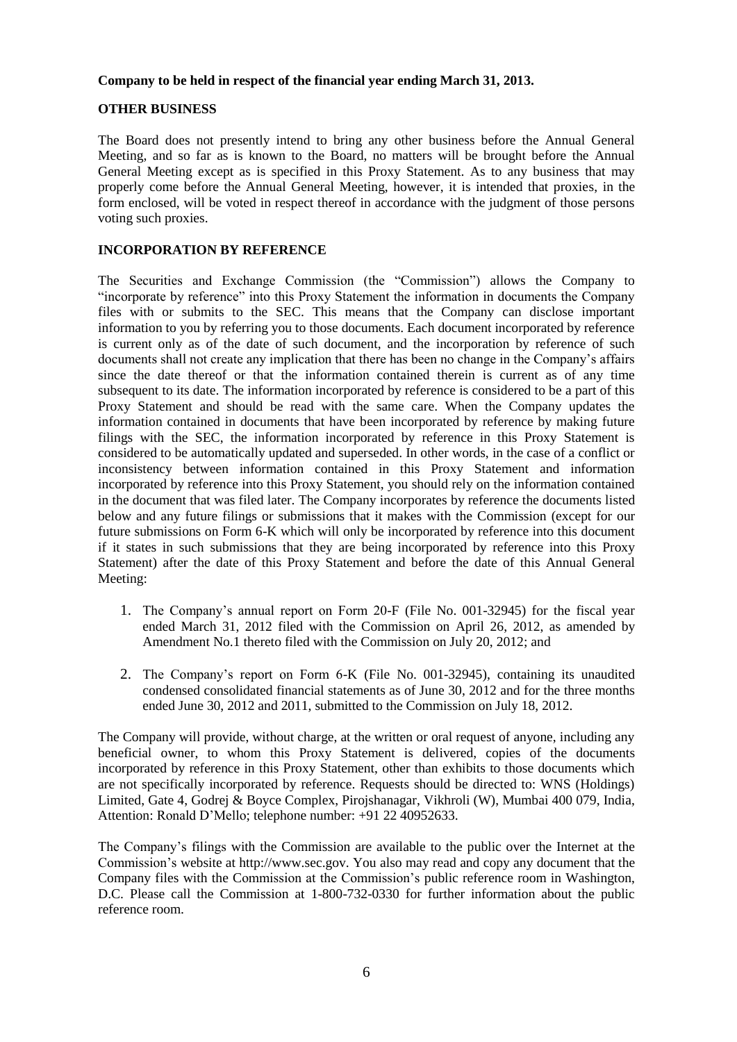**Company to be held in respect of the financial year ending March 31, 2013.**

## OTHER BUSINESS

The Board does not presently intend to bring any other business before the Annual General Meeting, and so far as is known to the Board, no matters will be brought before the Annual General Meeting except as is specified in this Proxy Statement. As to any business that may properly come before the Annual General Meeting, however, it is intended that proxies, in the form enclosed, will be voted in respect thereof in accordance with the judgment of those persons voting such proxies.

## INCORPORATION BY REFERENCE

The Securities and Exchange Commission (the "Commission") allows the Company to "incorporate by reference" into this Proxy Statement the information in documents the Company files with or submits to the SEC. This means that the Company can disclose important information to you by referring you to those documents. Each document incorporated by reference is current only as of the date of such document, and the incorporation by reference of such documents shall not create any implication that there has been no change in the Company's affairs since the date thereof or that the information contained therein is current as of any time subsequent to its date. The information incorporated by reference is considered to be a part of this Proxy Statement and should be read with the same care. When the Company updates the information contained in documents that have been incorporated by reference by making future filings with the SEC, the information incorporated by reference in this Proxy Statement is considered to be automatically updated and superseded. In other words, in the case of a conflict or inconsistency between information contained in this Proxy Statement and information incorporated by reference into this Proxy Statement, you should rely on the information contained in the document that was filed later. The Company incorporates by reference the documents listed below and any future filings or submissions that it makes with the Commission (except for our future submissions on Form 6-K which will only be incorporated by reference into this document if it states in such submissions that they are being incorporated by reference into this Proxy Statement) after the date of this Proxy Statement and before the date of this Annual General Meeting:

1. The Company's annual report on Form 20-F (File No. 001-32945) for the fiscal year ended March 31, 2012 filed with the Commission on April 26, 2012, as amended by Amendment No.1 thereto filed with the Commission on July 20, 2012; and

2. The Company's report on Form 6-K (File No. 001-32945), containing its unaudited condensed consolidated financial statements as of June 30, 2012 and for the three months ended June 30, 2012 and 2011, submitted to the Commission on July 18, 2012.

The Company will provide, without charge, at the written or oral request of anyone, including any beneficial owner, to whom this Proxy Statement is delivered, copies of the documents incorporated by reference in this Proxy Statement, other than exhibits to those documents which are not specifically incorporated by reference. Requests should be directed to: WNS (Holdings) Limited, Gate 4, Godrej & Boyce Complex, Pirojshanagar, Vikhroli (W), Mumbai 400 079, India, Attention: Ronald D'Mello; telephone number: +91 22 40952633.

The Company's filings with the Commission are available to the public over the Internet at the Commission's website at http://www.sec.gov. You also may read and copy any document that the Company files with the Commission at the Commission's public reference room in Washington, D.C. Please call the Commission at 1-800-732-0330 for further information about the public reference room.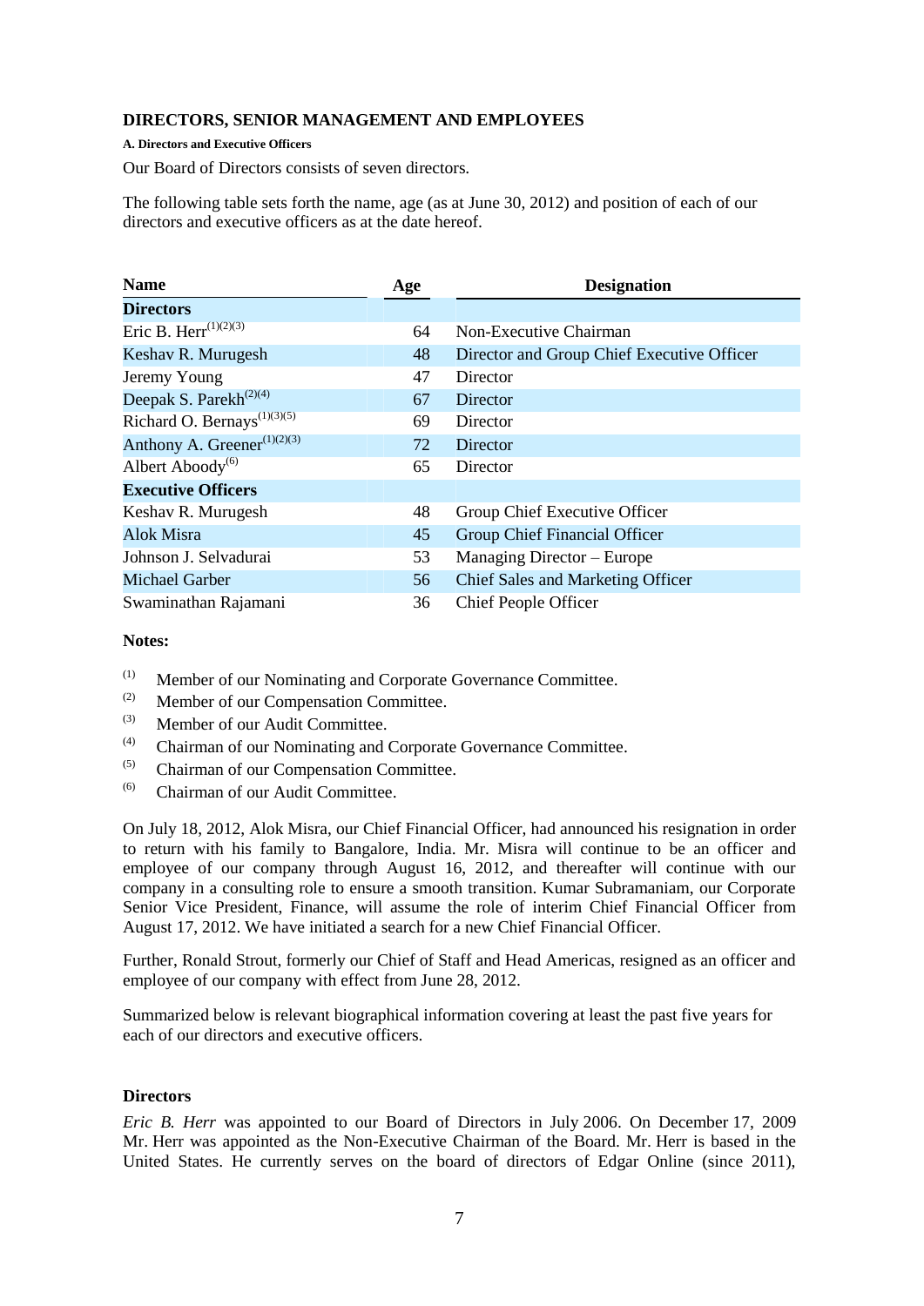### DIRECTORS, SENIOR MANAGEMENT AND EMPLOYEES

#### A. Directors and Executive Officers

Our Board of Directors consists of seven directors.

The following table sets forth the name, age (as at June 30, 2012) and position of each of our directors and executive officers as at the date hereof.

| Name | Age | Designation |
|---|---|---|
| **Directors** | | |
| Eric B. Herr[(1)(2)(3)] | 64 | Non-Executive Chairman |
| Keshav R. Murugesh | 48 | Director and Group Chief Executive Officer |
| Jeremy Young | 47 | Director |
| Deepak S. Parekh[(2)(4)] | 67 | Director |
| Richard O. Bernays[(1)(3)(5)] | 69 | Director |
| Anthony A. Greener[(1)(2)(3)] | 72 | Director |
| Albert Aboody[(6)] | 65 | Director |
| **Executive Officers** | | |
| Keshav R. Murugesh | 48 | Group Chief Executive Officer |
| Alok Misra | 45 | Group Chief Financial Officer |
| Johnson J. Selvadurai | 53 | Managing Director – Europe |
| Michael Garber | 56 | Chief Sales and Marketing Officer |
| Swaminathan Rajamani | 36 | Chief People Officer |

**Notes:**

(1) Member of our Nominating and Corporate Governance Committee.
(2) Member of our Compensation Committee.
(3) Member of our Audit Committee.
(4) Chairman of our Nominating and Corporate Governance Committee.
(5) Chairman of our Compensation Committee.
(6) Chairman of our Audit Committee.

On July 18, 2012, Alok Misra, our Chief Financial Officer, had announced his resignation in order to return with his family to Bangalore, India. Mr. Misra will continue to be an officer and employee of our company through August 16, 2012, and thereafter will continue with our company in a consulting role to ensure a smooth transition. Kumar Subramaniam, our Corporate Senior Vice President, Finance, will assume the role of interim Chief Financial Officer from August 17, 2012. We have initiated a search for a new Chief Financial Officer.

Further, Ronald Strout, formerly our Chief of Staff and Head Americas, resigned as an officer and employee of our company with effect from June 28, 2012.

Summarized below is relevant biographical information covering at least the past five years for each of our directors and executive officers.

**Directors**

*Eric B. Herr* was appointed to our Board of Directors in July 2006. On December 17, 2009 Mr. Herr was appointed as the Non-Executive Chairman of the Board. Mr. Herr is based in the United States. He currently serves on the board of directors of Edgar Online (since 2011),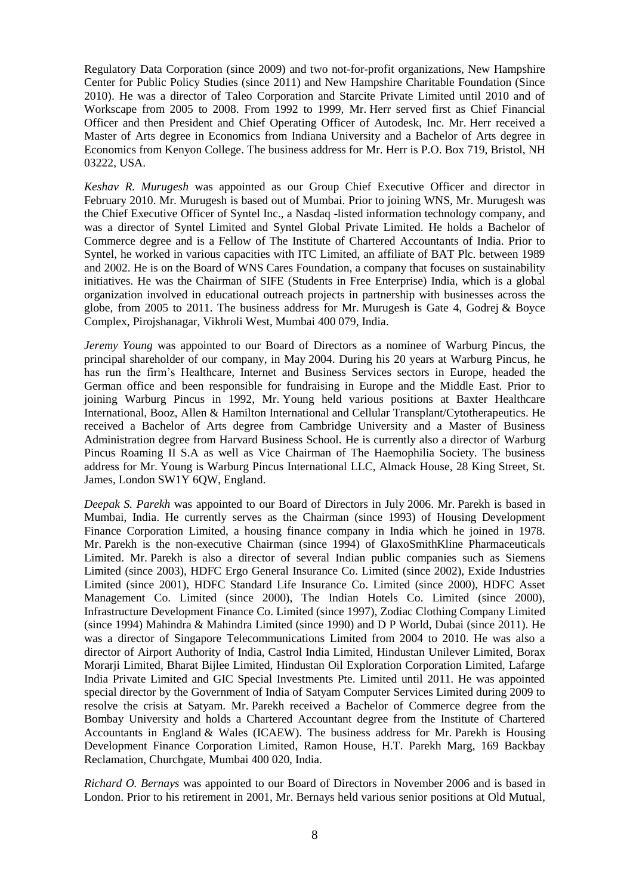Regulatory Data Corporation (since 2009) and two not-for-profit organizations, New Hampshire Center for Public Policy Studies (since 2011) and New Hampshire Charitable Foundation (Since 2010). He was a director of Taleo Corporation and Starcite Private Limited until 2010 and of Workscape from 2005 to 2008. From 1992 to 1999, Mr. Herr served first as Chief Financial Officer and then President and Chief Operating Officer of Autodesk, Inc. Mr. Herr received a Master of Arts degree in Economics from Indiana University and a Bachelor of Arts degree in Economics from Kenyon College. The business address for Mr. Herr is P.O. Box 719, Bristol, NH 03222, USA.

*Keshav R. Murugesh* was appointed as our Group Chief Executive Officer and director in February 2010. Mr. Murugesh is based out of Mumbai. Prior to joining WNS, Mr. Murugesh was the Chief Executive Officer of Syntel Inc., a Nasdaq -listed information technology company, and was a director of Syntel Limited and Syntel Global Private Limited. He holds a Bachelor of Commerce degree and is a Fellow of The Institute of Chartered Accountants of India. Prior to Syntel, he worked in various capacities with ITC Limited, an affiliate of BAT Plc. between 1989 and 2002. He is on the Board of WNS Cares Foundation, a company that focuses on sustainability initiatives. He was the Chairman of SIFE (Students in Free Enterprise) India, which is a global organization involved in educational outreach projects in partnership with businesses across the globe, from 2005 to 2011. The business address for Mr. Murugesh is Gate 4, Godrej & Boyce Complex, Pirojshanagar, Vikhroli West, Mumbai 400 079, India.

*Jeremy Young* was appointed to our Board of Directors as a nominee of Warburg Pincus, the principal shareholder of our company, in May 2004. During his 20 years at Warburg Pincus, he has run the firm's Healthcare, Internet and Business Services sectors in Europe, headed the German office and been responsible for fundraising in Europe and the Middle East. Prior to joining Warburg Pincus in 1992, Mr. Young held various positions at Baxter Healthcare International, Booz, Allen & Hamilton International and Cellular Transplant/Cytotherapeutics. He received a Bachelor of Arts degree from Cambridge University and a Master of Business Administration degree from Harvard Business School. He is currently also a director of Warburg Pincus Roaming II S.A as well as Vice Chairman of The Haemophilia Society. The business address for Mr. Young is Warburg Pincus International LLC, Almack House, 28 King Street, St. James, London SW1Y 6QW, England.

*Deepak S. Parekh* was appointed to our Board of Directors in July 2006. Mr. Parekh is based in Mumbai, India. He currently serves as the Chairman (since 1993) of Housing Development Finance Corporation Limited, a housing finance company in India which he joined in 1978. Mr. Parekh is the non-executive Chairman (since 1994) of GlaxoSmithKline Pharmaceuticals Limited. Mr. Parekh is also a director of several Indian public companies such as Siemens Limited (since 2003), HDFC Ergo General Insurance Co. Limited (since 2002), Exide Industries Limited (since 2001), HDFC Standard Life Insurance Co. Limited (since 2000), HDFC Asset Management Co. Limited (since 2000), The Indian Hotels Co. Limited (since 2000), Infrastructure Development Finance Co. Limited (since 1997), Zodiac Clothing Company Limited (since 1994) Mahindra & Mahindra Limited (since 1990) and D P World, Dubai (since 2011). He was a director of Singapore Telecommunications Limited from 2004 to 2010. He was also a director of Airport Authority of India, Castrol India Limited, Hindustan Unilever Limited, Borax Morarji Limited, Bharat Bijlee Limited, Hindustan Oil Exploration Corporation Limited, Lafarge India Private Limited and GIC Special Investments Pte. Limited until 2011. He was appointed special director by the Government of India of Satyam Computer Services Limited during 2009 to resolve the crisis at Satyam. Mr. Parekh received a Bachelor of Commerce degree from the Bombay University and holds a Chartered Accountant degree from the Institute of Chartered Accountants in England & Wales (ICAEW). The business address for Mr. Parekh is Housing Development Finance Corporation Limited, Ramon House, H.T. Parekh Marg, 169 Backbay Reclamation, Churchgate, Mumbai 400 020, India.

*Richard O. Bernays* was appointed to our Board of Directors in November 2006 and is based in London. Prior to his retirement in 2001, Mr. Bernays held various senior positions at Old Mutual,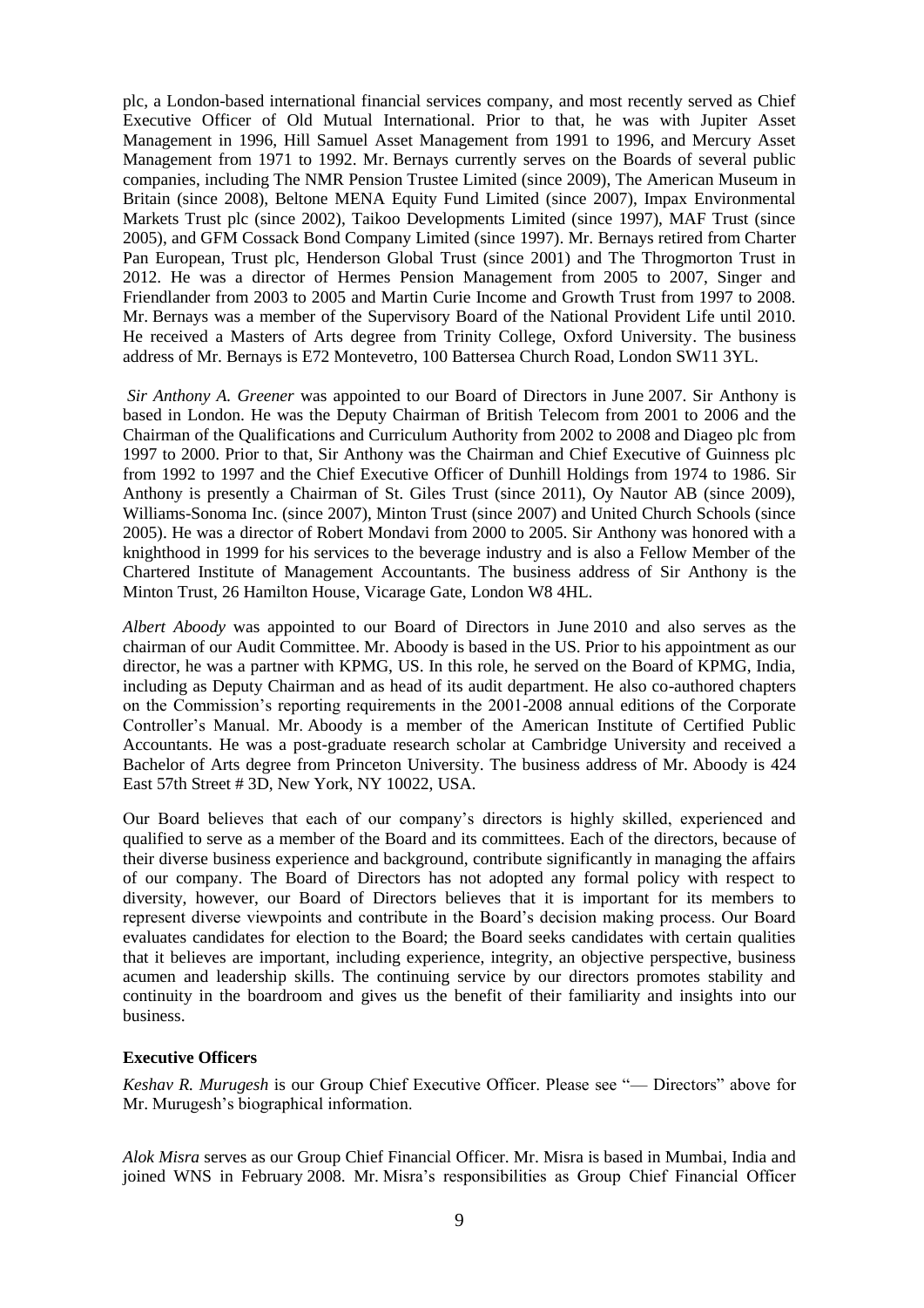plc, a London-based international financial services company, and most recently served as Chief Executive Officer of Old Mutual International. Prior to that, he was with Jupiter Asset Management in 1996, Hill Samuel Asset Management from 1991 to 1996, and Mercury Asset Management from 1971 to 1992. Mr. Bernays currently serves on the Boards of several public companies, including The NMR Pension Trustee Limited (since 2009), The American Museum in Britain (since 2008), Beltone MENA Equity Fund Limited (since 2007), Impax Environmental Markets Trust plc (since 2002), Taikoo Developments Limited (since 1997), MAF Trust (since 2005), and GFM Cossack Bond Company Limited (since 1997). Mr. Bernays retired from Charter Pan European, Trust plc, Henderson Global Trust (since 2001) and The Throgmorton Trust in 2012. He was a director of Hermes Pension Management from 2005 to 2007, Singer and Friendlander from 2003 to 2005 and Martin Curie Income and Growth Trust from 1997 to 2008. Mr. Bernays was a member of the Supervisory Board of the National Provident Life until 2010. He received a Masters of Arts degree from Trinity College, Oxford University. The business address of Mr. Bernays is E72 Montevetro, 100 Battersea Church Road, London SW11 3YL.

*Sir Anthony A. Greener* was appointed to our Board of Directors in June 2007. Sir Anthony is based in London. He was the Deputy Chairman of British Telecom from 2001 to 2006 and the Chairman of the Qualifications and Curriculum Authority from 2002 to 2008 and Diageo plc from 1997 to 2000. Prior to that, Sir Anthony was the Chairman and Chief Executive of Guinness plc from 1992 to 1997 and the Chief Executive Officer of Dunhill Holdings from 1974 to 1986. Sir Anthony is presently a Chairman of St. Giles Trust (since 2011), Oy Nautor AB (since 2009), Williams-Sonoma Inc. (since 2007), Minton Trust (since 2007) and United Church Schools (since 2005). He was a director of Robert Mondavi from 2000 to 2005. Sir Anthony was honored with a knighthood in 1999 for his services to the beverage industry and is also a Fellow Member of the Chartered Institute of Management Accountants. The business address of Sir Anthony is the Minton Trust, 26 Hamilton House, Vicarage Gate, London W8 4HL.

*Albert Aboody* was appointed to our Board of Directors in June 2010 and also serves as the chairman of our Audit Committee. Mr. Aboody is based in the US. Prior to his appointment as our director, he was a partner with KPMG, US. In this role, he served on the Board of KPMG, India, including as Deputy Chairman and as head of its audit department. He also co-authored chapters on the Commission's reporting requirements in the 2001-2008 annual editions of the Corporate Controller's Manual. Mr. Aboody is a member of the American Institute of Certified Public Accountants. He was a post-graduate research scholar at Cambridge University and received a Bachelor of Arts degree from Princeton University. The business address of Mr. Aboody is 424 East 57th Street # 3D, New York, NY 10022, USA.

Our Board believes that each of our company's directors is highly skilled, experienced and qualified to serve as a member of the Board and its committees. Each of the directors, because of their diverse business experience and background, contribute significantly in managing the affairs of our company. The Board of Directors has not adopted any formal policy with respect to diversity, however, our Board of Directors believes that it is important for its members to represent diverse viewpoints and contribute in the Board's decision making process. Our Board evaluates candidates for election to the Board; the Board seeks candidates with certain qualities that it believes are important, including experience, integrity, an objective perspective, business acumen and leadership skills. The continuing service by our directors promotes stability and continuity in the boardroom and gives us the benefit of their familiarity and insights into our business.

### Executive Officers

*Keshav R. Murugesh* is our Group Chief Executive Officer. Please see "— Directors" above for Mr. Murugesh's biographical information.

*Alok Misra* serves as our Group Chief Financial Officer. Mr. Misra is based in Mumbai, India and joined WNS in February 2008. Mr. Misra's responsibilities as Group Chief Financial Officer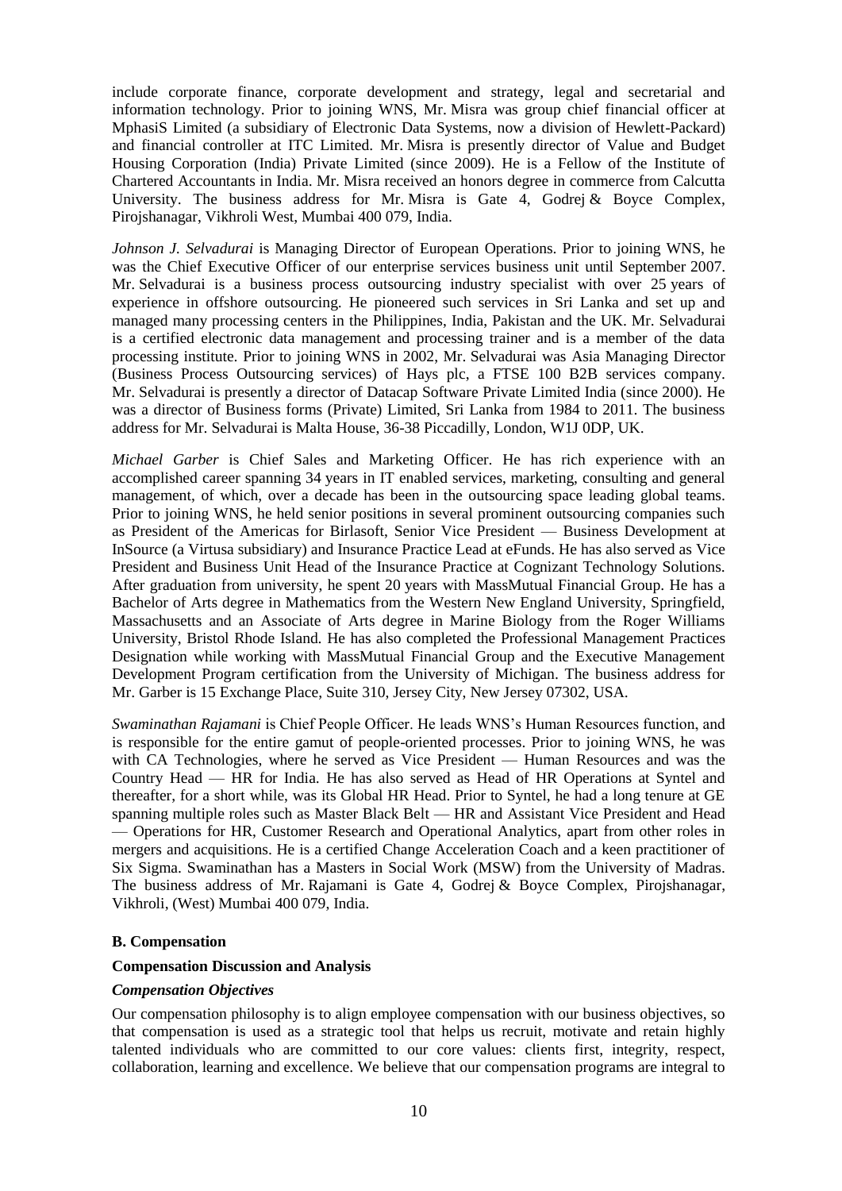include corporate finance, corporate development and strategy, legal and secretarial and information technology. Prior to joining WNS, Mr. Misra was group chief financial officer at MphasiS Limited (a subsidiary of Electronic Data Systems, now a division of Hewlett-Packard) and financial controller at ITC Limited. Mr. Misra is presently director of Value and Budget Housing Corporation (India) Private Limited (since 2009). He is a Fellow of the Institute of Chartered Accountants in India. Mr. Misra received an honors degree in commerce from Calcutta University. The business address for Mr. Misra is Gate 4, Godrej & Boyce Complex, Pirojshanagar, Vikhroli West, Mumbai 400 079, India.

*Johnson J. Selvadurai* is Managing Director of European Operations. Prior to joining WNS, he was the Chief Executive Officer of our enterprise services business unit until September 2007. Mr. Selvadurai is a business process outsourcing industry specialist with over 25 years of experience in offshore outsourcing. He pioneered such services in Sri Lanka and set up and managed many processing centers in the Philippines, India, Pakistan and the UK. Mr. Selvadurai is a certified electronic data management and processing trainer and is a member of the data processing institute. Prior to joining WNS in 2002, Mr. Selvadurai was Asia Managing Director (Business Process Outsourcing services) of Hays plc, a FTSE 100 B2B services company. Mr. Selvadurai is presently a director of Datacap Software Private Limited India (since 2000). He was a director of Business forms (Private) Limited, Sri Lanka from 1984 to 2011. The business address for Mr. Selvadurai is Malta House, 36-38 Piccadilly, London, W1J 0DP, UK.

*Michael Garber* is Chief Sales and Marketing Officer. He has rich experience with an accomplished career spanning 34 years in IT enabled services, marketing, consulting and general management, of which, over a decade has been in the outsourcing space leading global teams. Prior to joining WNS, he held senior positions in several prominent outsourcing companies such as President of the Americas for Birlasoft, Senior Vice President — Business Development at InSource (a Virtusa subsidiary) and Insurance Practice Lead at eFunds. He has also served as Vice President and Business Unit Head of the Insurance Practice at Cognizant Technology Solutions. After graduation from university, he spent 20 years with MassMutual Financial Group. He has a Bachelor of Arts degree in Mathematics from the Western New England University, Springfield, Massachusetts and an Associate of Arts degree in Marine Biology from the Roger Williams University, Bristol Rhode Island. He has also completed the Professional Management Practices Designation while working with MassMutual Financial Group and the Executive Management Development Program certification from the University of Michigan. The business address for Mr. Garber is 15 Exchange Place, Suite 310, Jersey City, New Jersey 07302, USA.

*Swaminathan Rajamani* is Chief People Officer. He leads WNS's Human Resources function, and is responsible for the entire gamut of people-oriented processes. Prior to joining WNS, he was with CA Technologies, where he served as Vice President — Human Resources and was the Country Head — HR for India. He has also served as Head of HR Operations at Syntel and thereafter, for a short while, was its Global HR Head. Prior to Syntel, he had a long tenure at GE spanning multiple roles such as Master Black Belt — HR and Assistant Vice President and Head — Operations for HR, Customer Research and Operational Analytics, apart from other roles in mergers and acquisitions. He is a certified Change Acceleration Coach and a keen practitioner of Six Sigma. Swaminathan has a Masters in Social Work (MSW) from the University of Madras. The business address of Mr. Rajamani is Gate 4, Godrej & Boyce Complex, Pirojshanagar, Vikhroli, (West) Mumbai 400 079, India.

### B. Compensation

#### Compensation Discussion and Analysis

##### *Compensation Objectives*

Our compensation philosophy is to align employee compensation with our business objectives, so that compensation is used as a strategic tool that helps us recruit, motivate and retain highly talented individuals who are committed to our core values: clients first, integrity, respect, collaboration, learning and excellence. We believe that our compensation programs are integral to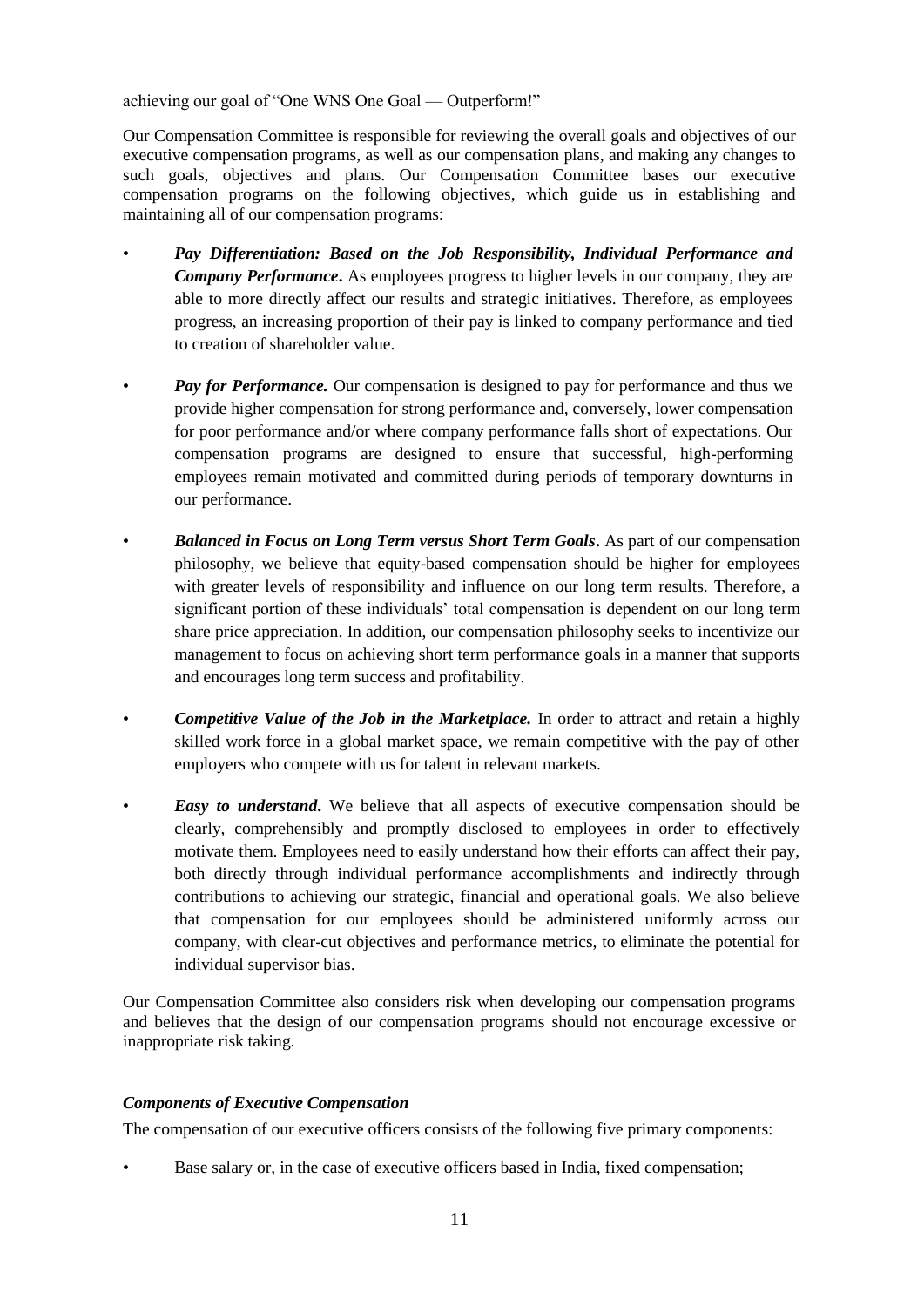achieving our goal of "One WNS One Goal — Outperform!"

Our Compensation Committee is responsible for reviewing the overall goals and objectives of our executive compensation programs, as well as our compensation plans, and making any changes to such goals, objectives and plans. Our Compensation Committee bases our executive compensation programs on the following objectives, which guide us in establishing and maintaining all of our compensation programs:

- ***Pay Differentiation: Based on the Job Responsibility, Individual Performance and Company Performance*****.** As employees progress to higher levels in our company, they are able to more directly affect our results and strategic initiatives. Therefore, as employees progress, an increasing proportion of their pay is linked to company performance and tied to creation of shareholder value.

- ***Pay for Performance.*** Our compensation is designed to pay for performance and thus we provide higher compensation for strong performance and, conversely, lower compensation for poor performance and/or where company performance falls short of expectations. Our compensation programs are designed to ensure that successful, high-performing employees remain motivated and committed during periods of temporary downturns in our performance.

- ***Balanced in Focus on Long Term versus Short Term Goals*****.** As part of our compensation philosophy, we believe that equity-based compensation should be higher for employees with greater levels of responsibility and influence on our long term results. Therefore, a significant portion of these individuals' total compensation is dependent on our long term share price appreciation. In addition, our compensation philosophy seeks to incentivize our management to focus on achieving short term performance goals in a manner that supports and encourages long term success and profitability.

- ***Competitive Value of the Job in the Marketplace.*** In order to attract and retain a highly skilled work force in a global market space, we remain competitive with the pay of other employers who compete with us for talent in relevant markets.

- ***Easy to understand*****.** We believe that all aspects of executive compensation should be clearly, comprehensibly and promptly disclosed to employees in order to effectively motivate them. Employees need to easily understand how their efforts can affect their pay, both directly through individual performance accomplishments and indirectly through contributions to achieving our strategic, financial and operational goals. We also believe that compensation for our employees should be administered uniformly across our company, with clear-cut objectives and performance metrics, to eliminate the potential for individual supervisor bias.

Our Compensation Committee also considers risk when developing our compensation programs and believes that the design of our compensation programs should not encourage excessive or inappropriate risk taking.

### *Components of Executive Compensation*

The compensation of our executive officers consists of the following five primary components:

- Base salary or, in the case of executive officers based in India, fixed compensation;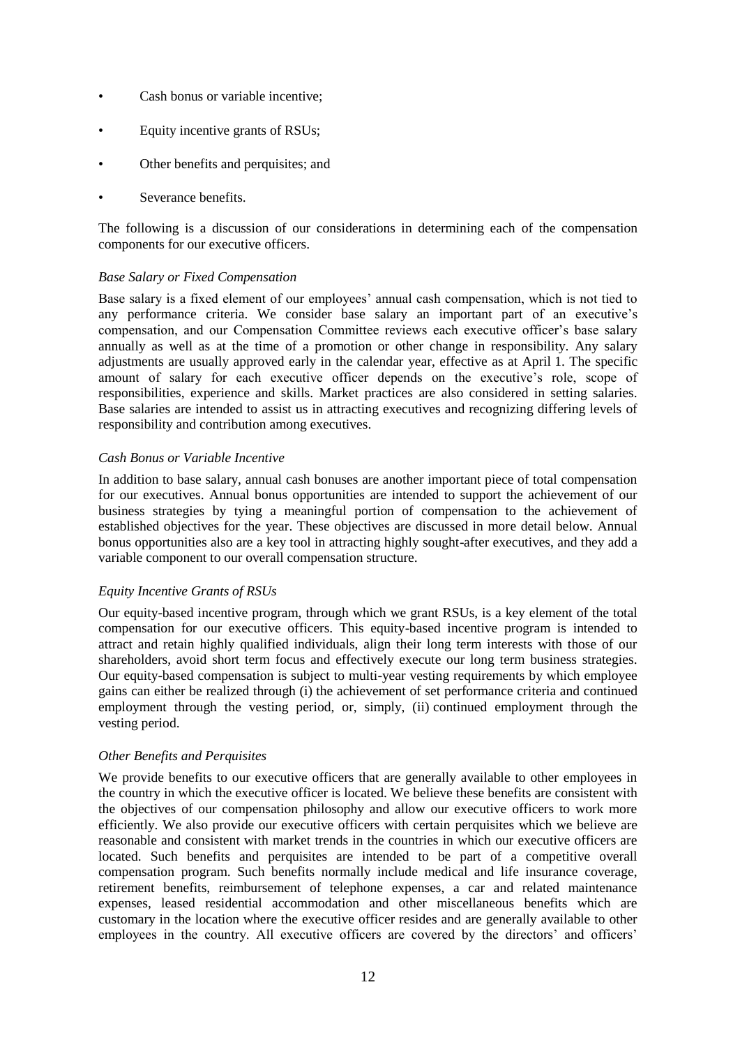- Cash bonus or variable incentive;
- Equity incentive grants of RSUs;
- Other benefits and perquisites; and
- Severance benefits.

The following is a discussion of our considerations in determining each of the compensation components for our executive officers.

*Base Salary or Fixed Compensation*

Base salary is a fixed element of our employees' annual cash compensation, which is not tied to any performance criteria. We consider base salary an important part of an executive's compensation, and our Compensation Committee reviews each executive officer's base salary annually as well as at the time of a promotion or other change in responsibility. Any salary adjustments are usually approved early in the calendar year, effective as at April 1. The specific amount of salary for each executive officer depends on the executive's role, scope of responsibilities, experience and skills. Market practices are also considered in setting salaries. Base salaries are intended to assist us in attracting executives and recognizing differing levels of responsibility and contribution among executives.

*Cash Bonus or Variable Incentive*

In addition to base salary, annual cash bonuses are another important piece of total compensation for our executives. Annual bonus opportunities are intended to support the achievement of our business strategies by tying a meaningful portion of compensation to the achievement of established objectives for the year. These objectives are discussed in more detail below. Annual bonus opportunities also are a key tool in attracting highly sought-after executives, and they add a variable component to our overall compensation structure.

*Equity Incentive Grants of RSUs*

Our equity-based incentive program, through which we grant RSUs, is a key element of the total compensation for our executive officers. This equity-based incentive program is intended to attract and retain highly qualified individuals, align their long term interests with those of our shareholders, avoid short term focus and effectively execute our long term business strategies. Our equity-based compensation is subject to multi-year vesting requirements by which employee gains can either be realized through (i) the achievement of set performance criteria and continued employment through the vesting period, or, simply, (ii) continued employment through the vesting period.

*Other Benefits and Perquisites*

We provide benefits to our executive officers that are generally available to other employees in the country in which the executive officer is located. We believe these benefits are consistent with the objectives of our compensation philosophy and allow our executive officers to work more efficiently. We also provide our executive officers with certain perquisites which we believe are reasonable and consistent with market trends in the countries in which our executive officers are located. Such benefits and perquisites are intended to be part of a competitive overall compensation program. Such benefits normally include medical and life insurance coverage, retirement benefits, reimbursement of telephone expenses, a car and related maintenance expenses, leased residential accommodation and other miscellaneous benefits which are customary in the location where the executive officer resides and are generally available to other employees in the country. All executive officers are covered by the directors' and officers'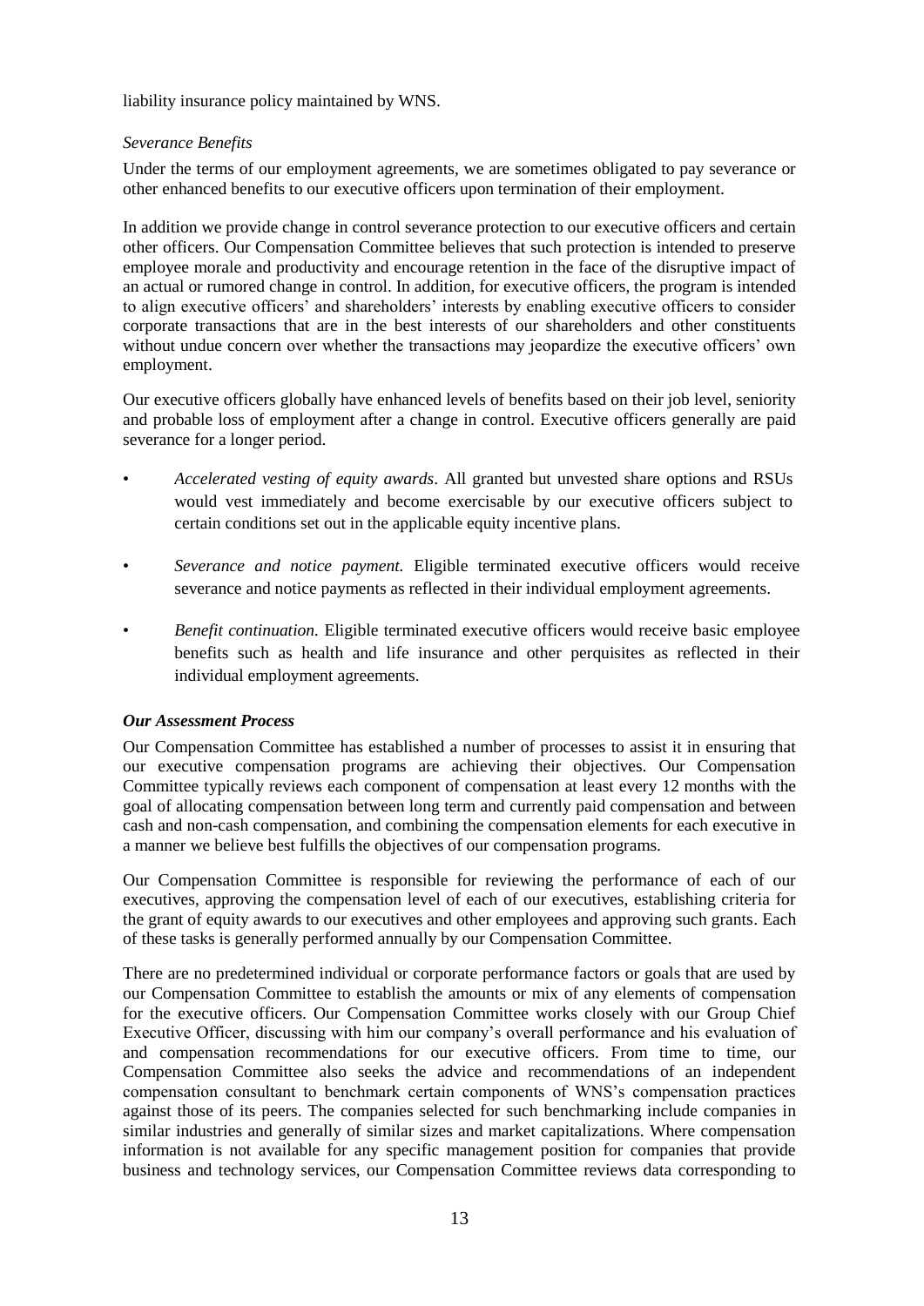liability insurance policy maintained by WNS.

*Severance Benefits*

Under the terms of our employment agreements, we are sometimes obligated to pay severance or other enhanced benefits to our executive officers upon termination of their employment.

In addition we provide change in control severance protection to our executive officers and certain other officers. Our Compensation Committee believes that such protection is intended to preserve employee morale and productivity and encourage retention in the face of the disruptive impact of an actual or rumored change in control. In addition, for executive officers, the program is intended to align executive officers' and shareholders' interests by enabling executive officers to consider corporate transactions that are in the best interests of our shareholders and other constituents without undue concern over whether the transactions may jeopardize the executive officers' own employment.

Our executive officers globally have enhanced levels of benefits based on their job level, seniority and probable loss of employment after a change in control. Executive officers generally are paid severance for a longer period.

- *Accelerated vesting of equity awards*. All granted but unvested share options and RSUs would vest immediately and become exercisable by our executive officers subject to certain conditions set out in the applicable equity incentive plans.
- *Severance and notice payment.* Eligible terminated executive officers would receive severance and notice payments as reflected in their individual employment agreements.
- *Benefit continuation.* Eligible terminated executive officers would receive basic employee benefits such as health and life insurance and other perquisites as reflected in their individual employment agreements.

***Our Assessment Process***

Our Compensation Committee has established a number of processes to assist it in ensuring that our executive compensation programs are achieving their objectives. Our Compensation Committee typically reviews each component of compensation at least every 12 months with the goal of allocating compensation between long term and currently paid compensation and between cash and non-cash compensation, and combining the compensation elements for each executive in a manner we believe best fulfills the objectives of our compensation programs.

Our Compensation Committee is responsible for reviewing the performance of each of our executives, approving the compensation level of each of our executives, establishing criteria for the grant of equity awards to our executives and other employees and approving such grants. Each of these tasks is generally performed annually by our Compensation Committee.

There are no predetermined individual or corporate performance factors or goals that are used by our Compensation Committee to establish the amounts or mix of any elements of compensation for the executive officers. Our Compensation Committee works closely with our Group Chief Executive Officer, discussing with him our company's overall performance and his evaluation of and compensation recommendations for our executive officers. From time to time, our Compensation Committee also seeks the advice and recommendations of an independent compensation consultant to benchmark certain components of WNS's compensation practices against those of its peers. The companies selected for such benchmarking include companies in similar industries and generally of similar sizes and market capitalizations. Where compensation information is not available for any specific management position for companies that provide business and technology services, our Compensation Committee reviews data corresponding to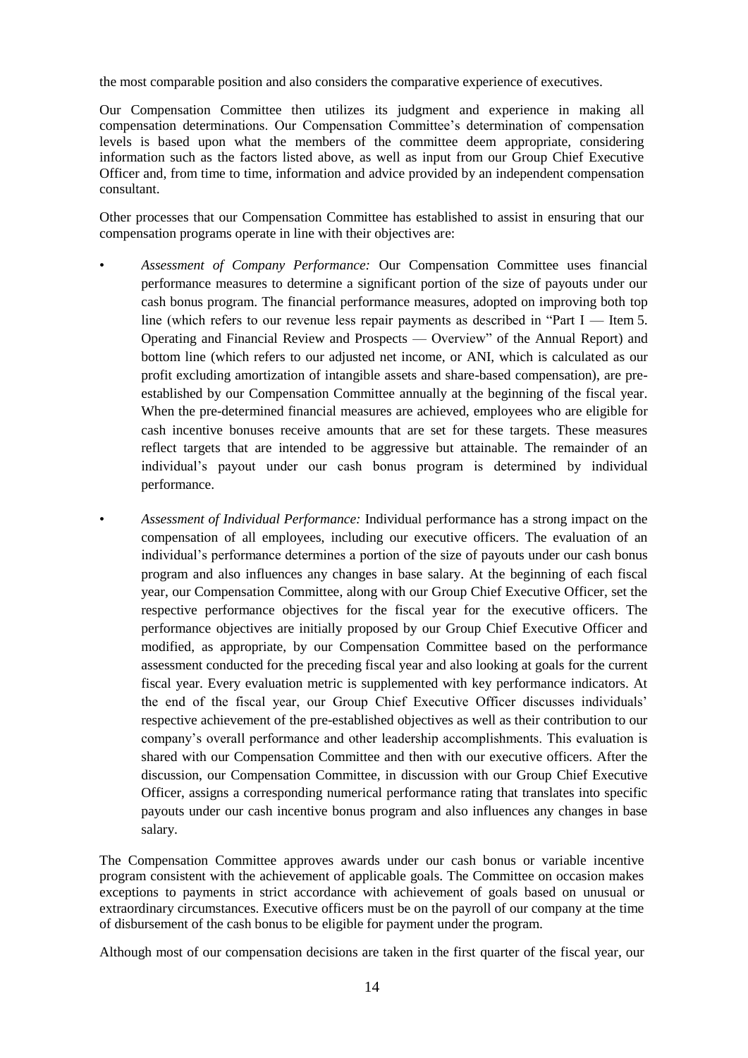the most comparable position and also considers the comparative experience of executives.

Our Compensation Committee then utilizes its judgment and experience in making all compensation determinations. Our Compensation Committee's determination of compensation levels is based upon what the members of the committee deem appropriate, considering information such as the factors listed above, as well as input from our Group Chief Executive Officer and, from time to time, information and advice provided by an independent compensation consultant.

Other processes that our Compensation Committee has established to assist in ensuring that our compensation programs operate in line with their objectives are:

- *Assessment of Company Performance:* Our Compensation Committee uses financial performance measures to determine a significant portion of the size of payouts under our cash bonus program. The financial performance measures, adopted on improving both top line (which refers to our revenue less repair payments as described in "Part I — Item 5. Operating and Financial Review and Prospects — Overview" of the Annual Report) and bottom line (which refers to our adjusted net income, or ANI, which is calculated as our profit excluding amortization of intangible assets and share-based compensation), are pre-established by our Compensation Committee annually at the beginning of the fiscal year. When the pre-determined financial measures are achieved, employees who are eligible for cash incentive bonuses receive amounts that are set for these targets. These measures reflect targets that are intended to be aggressive but attainable. The remainder of an individual's payout under our cash bonus program is determined by individual performance.

- *Assessment of Individual Performance:* Individual performance has a strong impact on the compensation of all employees, including our executive officers. The evaluation of an individual's performance determines a portion of the size of payouts under our cash bonus program and also influences any changes in base salary. At the beginning of each fiscal year, our Compensation Committee, along with our Group Chief Executive Officer, set the respective performance objectives for the fiscal year for the executive officers. The performance objectives are initially proposed by our Group Chief Executive Officer and modified, as appropriate, by our Compensation Committee based on the performance assessment conducted for the preceding fiscal year and also looking at goals for the current fiscal year. Every evaluation metric is supplemented with key performance indicators. At the end of the fiscal year, our Group Chief Executive Officer discusses individuals' respective achievement of the pre-established objectives as well as their contribution to our company's overall performance and other leadership accomplishments. This evaluation is shared with our Compensation Committee and then with our executive officers. After the discussion, our Compensation Committee, in discussion with our Group Chief Executive Officer, assigns a corresponding numerical performance rating that translates into specific payouts under our cash incentive bonus program and also influences any changes in base salary.

The Compensation Committee approves awards under our cash bonus or variable incentive program consistent with the achievement of applicable goals. The Committee on occasion makes exceptions to payments in strict accordance with achievement of goals based on unusual or extraordinary circumstances. Executive officers must be on the payroll of our company at the time of disbursement of the cash bonus to be eligible for payment under the program.

Although most of our compensation decisions are taken in the first quarter of the fiscal year, our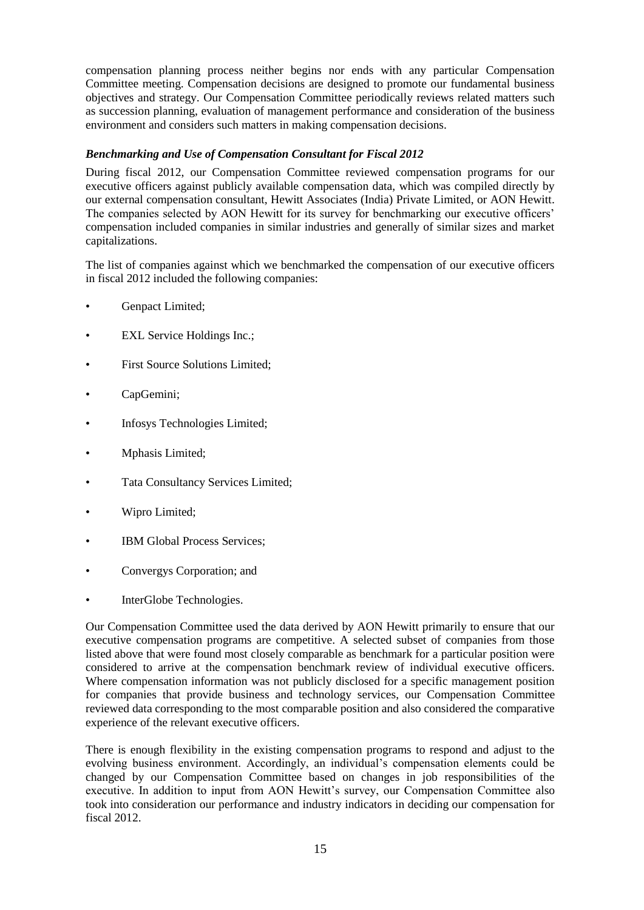compensation planning process neither begins nor ends with any particular Compensation Committee meeting. Compensation decisions are designed to promote our fundamental business objectives and strategy. Our Compensation Committee periodically reviews related matters such as succession planning, evaluation of management performance and consideration of the business environment and considers such matters in making compensation decisions.

### *Benchmarking and Use of Compensation Consultant for Fiscal 2012*

During fiscal 2012, our Compensation Committee reviewed compensation programs for our executive officers against publicly available compensation data, which was compiled directly by our external compensation consultant, Hewitt Associates (India) Private Limited, or AON Hewitt. The companies selected by AON Hewitt for its survey for benchmarking our executive officers' compensation included companies in similar industries and generally of similar sizes and market capitalizations.

The list of companies against which we benchmarked the compensation of our executive officers in fiscal 2012 included the following companies:

- Genpact Limited;
- EXL Service Holdings Inc.;
- First Source Solutions Limited;
- CapGemini;
- Infosys Technologies Limited;
- Mphasis Limited;
- Tata Consultancy Services Limited;
- Wipro Limited;
- IBM Global Process Services;
- Convergys Corporation; and
- InterGlobe Technologies.

Our Compensation Committee used the data derived by AON Hewitt primarily to ensure that our executive compensation programs are competitive. A selected subset of companies from those listed above that were found most closely comparable as benchmark for a particular position were considered to arrive at the compensation benchmark review of individual executive officers. Where compensation information was not publicly disclosed for a specific management position for companies that provide business and technology services, our Compensation Committee reviewed data corresponding to the most comparable position and also considered the comparative experience of the relevant executive officers.

There is enough flexibility in the existing compensation programs to respond and adjust to the evolving business environment. Accordingly, an individual's compensation elements could be changed by our Compensation Committee based on changes in job responsibilities of the executive. In addition to input from AON Hewitt's survey, our Compensation Committee also took into consideration our performance and industry indicators in deciding our compensation for fiscal 2012.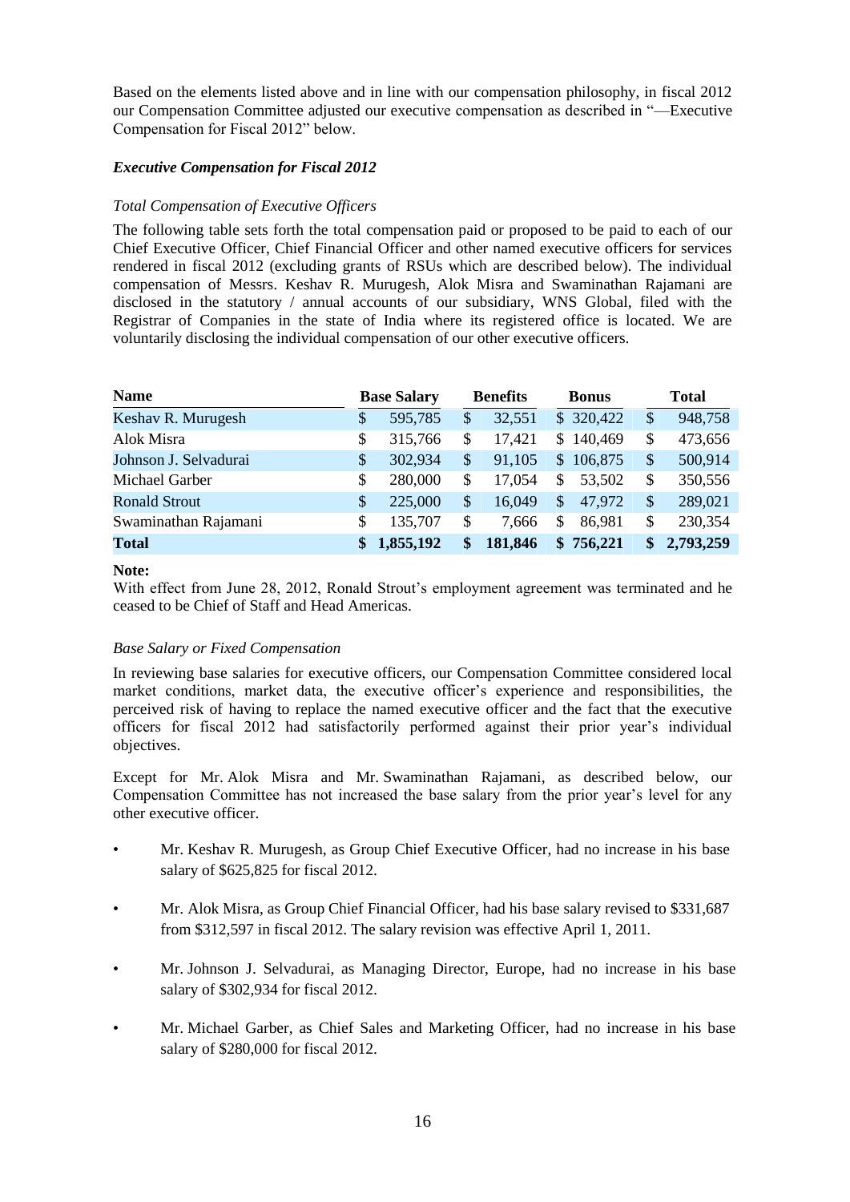Based on the elements listed above and in line with our compensation philosophy, in fiscal 2012 our Compensation Committee adjusted our executive compensation as described in "—Executive Compensation for Fiscal 2012" below.

### *Executive Compensation for Fiscal 2012*

*Total Compensation of Executive Officers*

The following table sets forth the total compensation paid or proposed to be paid to each of our Chief Executive Officer, Chief Financial Officer and other named executive officers for services rendered in fiscal 2012 (excluding grants of RSUs which are described below). The individual compensation of Messrs. Keshav R. Murugesh, Alok Misra and Swaminathan Rajamani are disclosed in the statutory / annual accounts of our subsidiary, WNS Global, filed with the Registrar of Companies in the state of India where its registered office is located. We are voluntarily disclosing the individual compensation of our other executive officers.

| Name | Base Salary | Benefits | Bonus | Total |
|---|---|---|---|---|
| Keshav R. Murugesh | $ 595,785 | $ 32,551 | $ 320,422 | $ 948,758 |
| Alok Misra | $ 315,766 | $ 17,421 | $ 140,469 | $ 473,656 |
| Johnson J. Selvadurai | $ 302,934 | $ 91,105 | $ 106,875 | $ 500,914 |
| Michael Garber | $ 280,000 | $ 17,054 | $ 53,502 | $ 350,556 |
| Ronald Strout | $ 225,000 | $ 16,049 | $ 47,972 | $ 289,021 |
| Swaminathan Rajamani | $ 135,707 | $ 7,666 | $ 86,981 | $ 230,354 |
| **Total** | **$ 1,855,192** | **$ 181,846** | **$ 756,221** | **$ 2,793,259** |

**Note:**

With effect from June 28, 2012, Ronald Strout's employment agreement was terminated and he ceased to be Chief of Staff and Head Americas.

*Base Salary or Fixed Compensation*

In reviewing base salaries for executive officers, our Compensation Committee considered local market conditions, market data, the executive officer's experience and responsibilities, the perceived risk of having to replace the named executive officer and the fact that the executive officers for fiscal 2012 had satisfactorily performed against their prior year's individual objectives.

Except for Mr. Alok Misra and Mr. Swaminathan Rajamani, as described below, our Compensation Committee has not increased the base salary from the prior year's level for any other executive officer.

- Mr. Keshav R. Murugesh, as Group Chief Executive Officer, had no increase in his base salary of $625,825 for fiscal 2012.
- Mr. Alok Misra, as Group Chief Financial Officer, had his base salary revised to $331,687 from $312,597 in fiscal 2012. The salary revision was effective April 1, 2011.
- Mr. Johnson J. Selvadurai, as Managing Director, Europe, had no increase in his base salary of $302,934 for fiscal 2012.
- Mr. Michael Garber, as Chief Sales and Marketing Officer, had no increase in his base salary of $280,000 for fiscal 2012.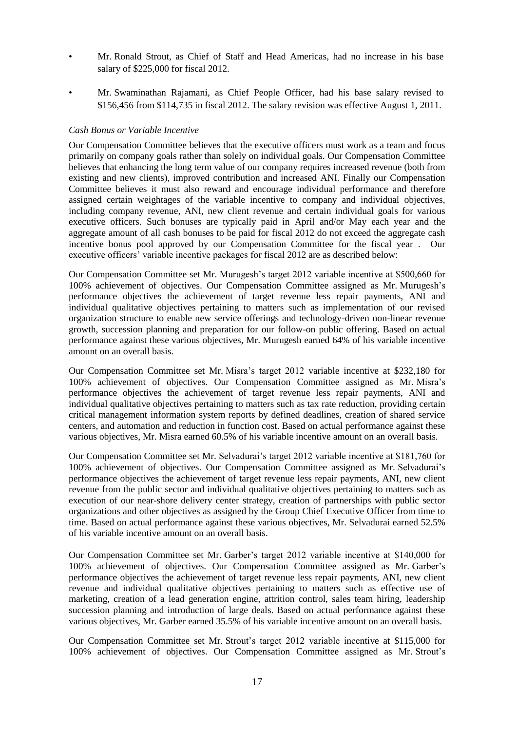- Mr. Ronald Strout, as Chief of Staff and Head Americas, had no increase in his base salary of $225,000 for fiscal 2012.
- Mr. Swaminathan Rajamani, as Chief People Officer, had his base salary revised to $156,456 from $114,735 in fiscal 2012. The salary revision was effective August 1, 2011.

*Cash Bonus or Variable Incentive*

Our Compensation Committee believes that the executive officers must work as a team and focus primarily on company goals rather than solely on individual goals. Our Compensation Committee believes that enhancing the long term value of our company requires increased revenue (both from existing and new clients), improved contribution and increased ANI. Finally our Compensation Committee believes it must also reward and encourage individual performance and therefore assigned certain weightages of the variable incentive to company and individual objectives, including company revenue, ANI, new client revenue and certain individual goals for various executive officers. Such bonuses are typically paid in April and/or May each year and the aggregate amount of all cash bonuses to be paid for fiscal 2012 do not exceed the aggregate cash incentive bonus pool approved by our Compensation Committee for the fiscal year . Our executive officers' variable incentive packages for fiscal 2012 are as described below:

Our Compensation Committee set Mr. Murugesh's target 2012 variable incentive at $500,660 for 100% achievement of objectives. Our Compensation Committee assigned as Mr. Murugesh's performance objectives the achievement of target revenue less repair payments, ANI and individual qualitative objectives pertaining to matters such as implementation of our revised organization structure to enable new service offerings and technology-driven non-linear revenue growth, succession planning and preparation for our follow-on public offering. Based on actual performance against these various objectives, Mr. Murugesh earned 64% of his variable incentive amount on an overall basis.

Our Compensation Committee set Mr. Misra's target 2012 variable incentive at $232,180 for 100% achievement of objectives. Our Compensation Committee assigned as Mr. Misra's performance objectives the achievement of target revenue less repair payments, ANI and individual qualitative objectives pertaining to matters such as tax rate reduction, providing certain critical management information system reports by defined deadlines, creation of shared service centers, and automation and reduction in function cost. Based on actual performance against these various objectives, Mr. Misra earned 60.5% of his variable incentive amount on an overall basis.

Our Compensation Committee set Mr. Selvadurai's target 2012 variable incentive at $181,760 for 100% achievement of objectives. Our Compensation Committee assigned as Mr. Selvadurai's performance objectives the achievement of target revenue less repair payments, ANI, new client revenue from the public sector and individual qualitative objectives pertaining to matters such as execution of our near-shore delivery center strategy, creation of partnerships with public sector organizations and other objectives as assigned by the Group Chief Executive Officer from time to time. Based on actual performance against these various objectives, Mr. Selvadurai earned 52.5% of his variable incentive amount on an overall basis.

Our Compensation Committee set Mr. Garber's target 2012 variable incentive at $140,000 for 100% achievement of objectives. Our Compensation Committee assigned as Mr. Garber's performance objectives the achievement of target revenue less repair payments, ANI, new client revenue and individual qualitative objectives pertaining to matters such as effective use of marketing, creation of a lead generation engine, attrition control, sales team hiring, leadership succession planning and introduction of large deals. Based on actual performance against these various objectives, Mr. Garber earned 35.5% of his variable incentive amount on an overall basis.

Our Compensation Committee set Mr. Strout's target 2012 variable incentive at $115,000 for 100% achievement of objectives. Our Compensation Committee assigned as Mr. Strout's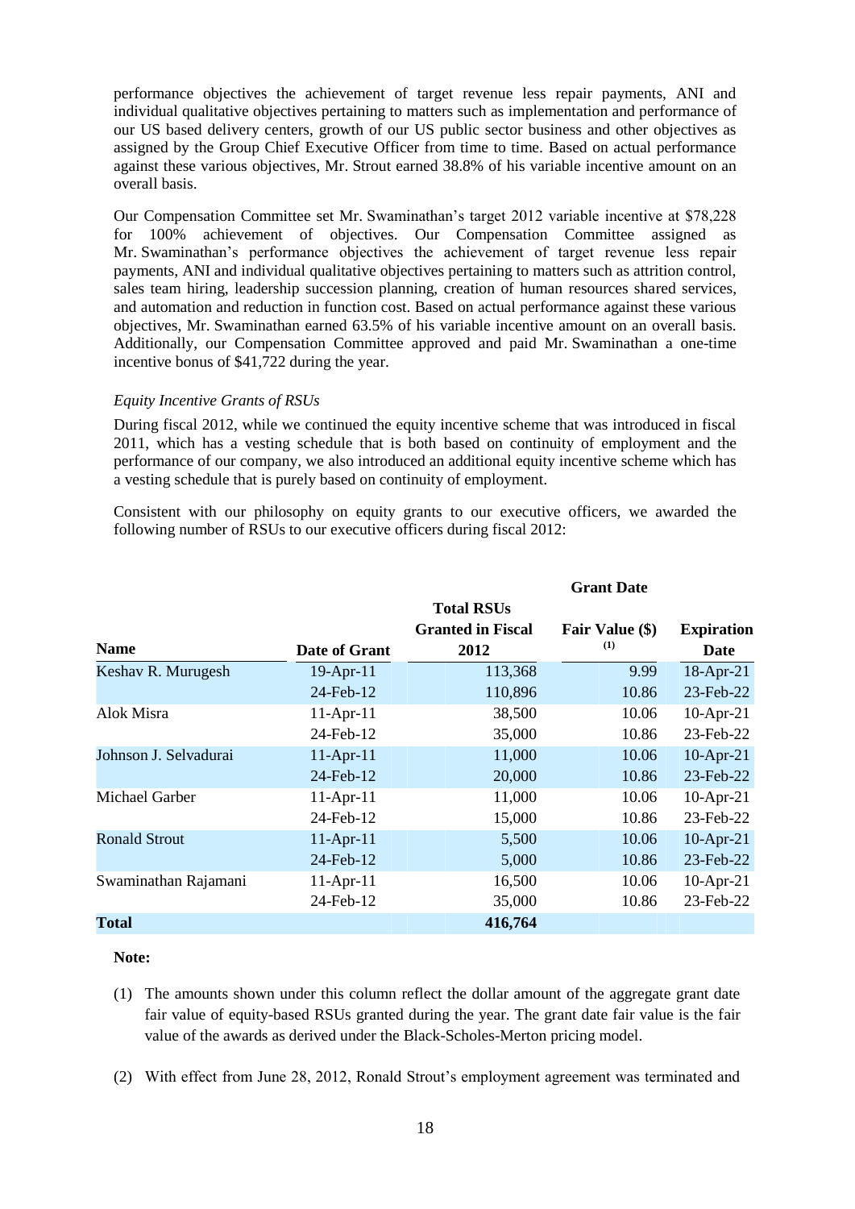performance objectives the achievement of target revenue less repair payments, ANI and individual qualitative objectives pertaining to matters such as implementation and performance of our US based delivery centers, growth of our US public sector business and other objectives as assigned by the Group Chief Executive Officer from time to time. Based on actual performance against these various objectives, Mr. Strout earned 38.8% of his variable incentive amount on an overall basis.

Our Compensation Committee set Mr. Swaminathan's target 2012 variable incentive at $78,228 for 100% achievement of objectives. Our Compensation Committee assigned as Mr. Swaminathan's performance objectives the achievement of target revenue less repair payments, ANI and individual qualitative objectives pertaining to matters such as attrition control, sales team hiring, leadership succession planning, creation of human resources shared services, and automation and reduction in function cost. Based on actual performance against these various objectives, Mr. Swaminathan earned 63.5% of his variable incentive amount on an overall basis. Additionally, our Compensation Committee approved and paid Mr. Swaminathan a one-time incentive bonus of $41,722 during the year.

*Equity Incentive Grants of RSUs*

During fiscal 2012, while we continued the equity incentive scheme that was introduced in fiscal 2011, which has a vesting schedule that is both based on continuity of employment and the performance of our company, we also introduced an additional equity incentive scheme which has a vesting schedule that is purely based on continuity of employment.

Consistent with our philosophy on equity grants to our executive officers, we awarded the following number of RSUs to our executive officers during fiscal 2012:

| Name | Date of Grant | Total RSUs Granted in Fiscal 2012 | Grant Date Fair Value ($) (1) | Expiration Date |
|---|---|---|---|---|
| Keshav R. Murugesh | 19-Apr-11 | 113,368 | 9.99 | 18-Apr-21 |
| | 24-Feb-12 | 110,896 | 10.86 | 23-Feb-22 |
| Alok Misra | 11-Apr-11 | 38,500 | 10.06 | 10-Apr-21 |
| | 24-Feb-12 | 35,000 | 10.86 | 23-Feb-22 |
| Johnson J. Selvadurai | 11-Apr-11 | 11,000 | 10.06 | 10-Apr-21 |
| | 24-Feb-12 | 20,000 | 10.86 | 23-Feb-22 |
| Michael Garber | 11-Apr-11 | 11,000 | 10.06 | 10-Apr-21 |
| | 24-Feb-12 | 15,000 | 10.86 | 23-Feb-22 |
| Ronald Strout | 11-Apr-11 | 5,500 | 10.06 | 10-Apr-21 |
| | 24-Feb-12 | 5,000 | 10.86 | 23-Feb-22 |
| Swaminathan Rajamani | 11-Apr-11 | 16,500 | 10.06 | 10-Apr-21 |
| | 24-Feb-12 | 35,000 | 10.86 | 23-Feb-22 |
| **Total** | | **416,764** | | |

**Note:**

(1) The amounts shown under this column reflect the dollar amount of the aggregate grant date fair value of equity-based RSUs granted during the year. The grant date fair value is the fair value of the awards as derived under the Black-Scholes-Merton pricing model.

(2) With effect from June 28, 2012, Ronald Strout's employment agreement was terminated and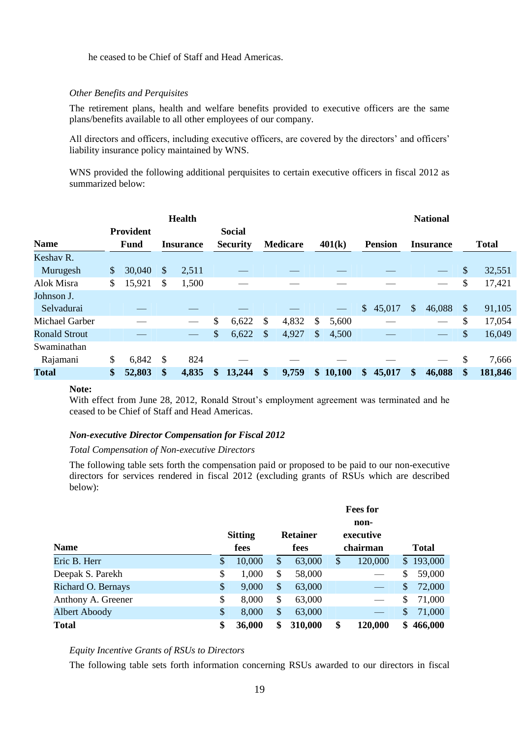he ceased to be Chief of Staff and Head Americas.

*Other Benefits and Perquisites*

The retirement plans, health and welfare benefits provided to executive officers are the same plans/benefits available to all other employees of our company.

All directors and officers, including executive officers, are covered by the directors' and officers' liability insurance policy maintained by WNS.

WNS provided the following additional perquisites to certain executive officers in fiscal 2012 as summarized below:

| Name | Provident Fund | Health Insurance | Social Security | Medicare | 401(k) | Pension | National Insurance | Total |
|---|---|---|---|---|---|---|---|---|
| Keshav R. Murugesh | $ 30,040 | $ 2,511 | — | — | — | — | — | $ 32,551 |
| Alok Misra | $ 15,921 | $ 1,500 | — | — | — | — | — | $ 17,421 |
| Johnson J. Selvadurai | — | — | — | — | — | $ 45,017 | $ 46,088 | $ 91,105 |
| Michael Garber | — | — | $ 6,622 | $ 4,832 | $ 5,600 | — | — | $ 17,054 |
| Ronald Strout | — | — | $ 6,622 | $ 4,927 | $ 4,500 | — | — | $ 16,049 |
| Swaminathan Rajamani | $ 6,842 | $ 824 | — | — | — | — | — | $ 7,666 |
| **Total** | **$ 52,803** | **$ 4,835** | **$ 13,244** | **$ 9,759** | **$ 10,100** | **$ 45,017** | **$ 46,088** | **$ 181,846** |

**Note:**
With effect from June 28, 2012, Ronald Strout's employment agreement was terminated and he ceased to be Chief of Staff and Head Americas.

***Non-executive Director Compensation for Fiscal 2012***

*Total Compensation of Non-executive Directors*

The following table sets forth the compensation paid or proposed to be paid to our non-executive directors for services rendered in fiscal 2012 (excluding grants of RSUs which are described below):

| Name | Sitting fees | Retainer fees | Fees for non-executive chairman | Total |
|---|---|---|---|---|
| Eric B. Herr | $ 10,000 | $ 63,000 | $ 120,000 | $ 193,000 |
| Deepak S. Parekh | $ 1,000 | $ 58,000 | — | $ 59,000 |
| Richard O. Bernays | $ 9,000 | $ 63,000 | — | $ 72,000 |
| Anthony A. Greener | $ 8,000 | $ 63,000 | — | $ 71,000 |
| Albert Aboody | $ 8,000 | $ 63,000 | — | $ 71,000 |
| **Total** | **$ 36,000** | **$ 310,000** | **$ 120,000** | **$ 466,000** |

*Equity Incentive Grants of RSUs to Directors*

The following table sets forth information concerning RSUs awarded to our directors in fiscal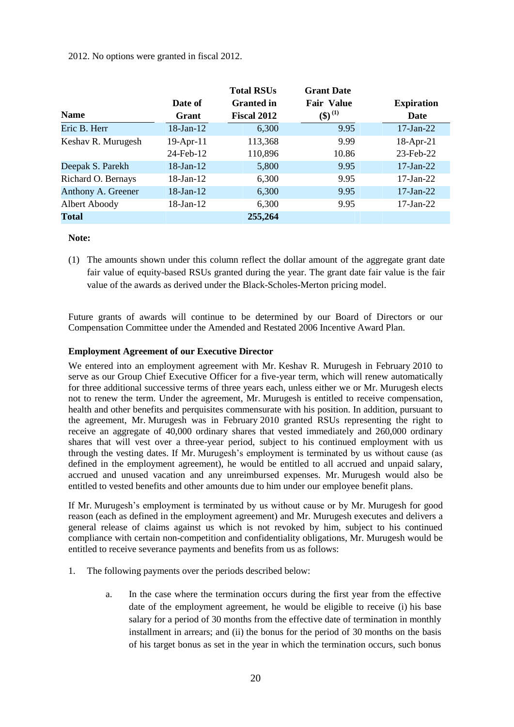2012. No options were granted in fiscal 2012.

| Name | Date of Grant | Total RSUs Granted in Fiscal 2012 | Grant Date Fair Value ($) (1) | Expiration Date |
|---|---|---|---|---|
| Eric B. Herr | 18-Jan-12 | 6,300 | 9.95 | 17-Jan-22 |
| Keshav R. Murugesh | 19-Apr-11 | 113,368 | 9.99 | 18-Apr-21 |
| | 24-Feb-12 | 110,896 | 10.86 | 23-Feb-22 |
| Deepak S. Parekh | 18-Jan-12 | 5,800 | 9.95 | 17-Jan-22 |
| Richard O. Bernays | 18-Jan-12 | 6,300 | 9.95 | 17-Jan-22 |
| Anthony A. Greener | 18-Jan-12 | 6,300 | 9.95 | 17-Jan-22 |
| Albert Aboody | 18-Jan-12 | 6,300 | 9.95 | 17-Jan-22 |
| **Total** | | **255,264** | | |

**Note:**

(1) The amounts shown under this column reflect the dollar amount of the aggregate grant date fair value of equity-based RSUs granted during the year. The grant date fair value is the fair value of the awards as derived under the Black-Scholes-Merton pricing model.

Future grants of awards will continue to be determined by our Board of Directors or our Compensation Committee under the Amended and Restated 2006 Incentive Award Plan.

**Employment Agreement of our Executive Director**

We entered into an employment agreement with Mr. Keshav R. Murugesh in February 2010 to serve as our Group Chief Executive Officer for a five-year term, which will renew automatically for three additional successive terms of three years each, unless either we or Mr. Murugesh elects not to renew the term. Under the agreement, Mr. Murugesh is entitled to receive compensation, health and other benefits and perquisites commensurate with his position. In addition, pursuant to the agreement, Mr. Murugesh was in February 2010 granted RSUs representing the right to receive an aggregate of 40,000 ordinary shares that vested immediately and 260,000 ordinary shares that will vest over a three-year period, subject to his continued employment with us through the vesting dates. If Mr. Murugesh's employment is terminated by us without cause (as defined in the employment agreement), he would be entitled to all accrued and unpaid salary, accrued and unused vacation and any unreimbursed expenses. Mr. Murugesh would also be entitled to vested benefits and other amounts due to him under our employee benefit plans.

If Mr. Murugesh's employment is terminated by us without cause or by Mr. Murugesh for good reason (each as defined in the employment agreement) and Mr. Murugesh executes and delivers a general release of claims against us which is not revoked by him, subject to his continued compliance with certain non-competition and confidentiality obligations, Mr. Murugesh would be entitled to receive severance payments and benefits from us as follows:

1. The following payments over the periods described below:

    a. In the case where the termination occurs during the first year from the effective date of the employment agreement, he would be eligible to receive (i) his base salary for a period of 30 months from the effective date of termination in monthly installment in arrears; and (ii) the bonus for the period of 30 months on the basis of his target bonus as set in the year in which the termination occurs, such bonus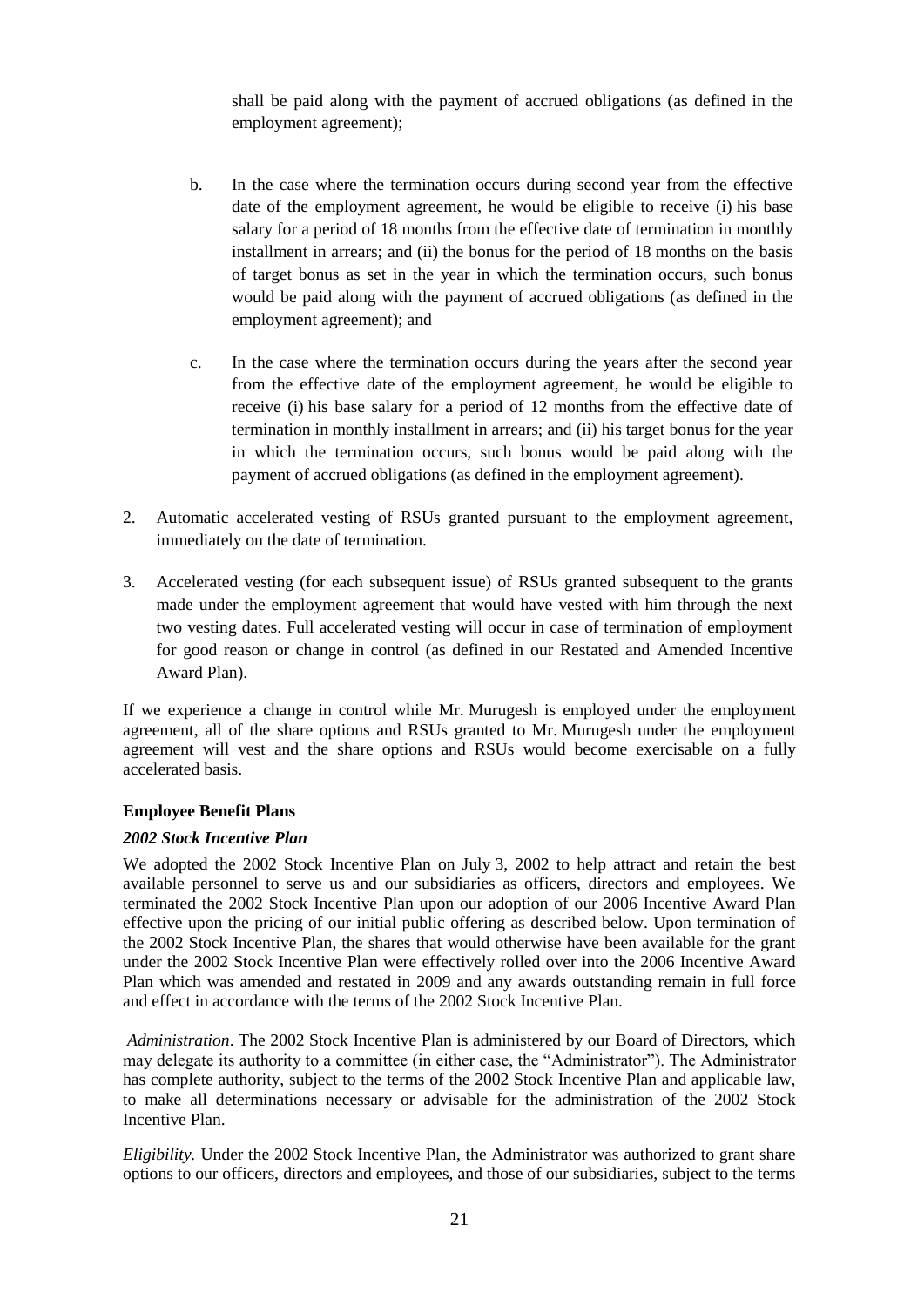shall be paid along with the payment of accrued obligations (as defined in the employment agreement);

b. In the case where the termination occurs during second year from the effective date of the employment agreement, he would be eligible to receive (i) his base salary for a period of 18 months from the effective date of termination in monthly installment in arrears; and (ii) the bonus for the period of 18 months on the basis of target bonus as set in the year in which the termination occurs, such bonus would be paid along with the payment of accrued obligations (as defined in the employment agreement); and

c. In the case where the termination occurs during the years after the second year from the effective date of the employment agreement, he would be eligible to receive (i) his base salary for a period of 12 months from the effective date of termination in monthly installment in arrears; and (ii) his target bonus for the year in which the termination occurs, such bonus would be paid along with the payment of accrued obligations (as defined in the employment agreement).

2. Automatic accelerated vesting of RSUs granted pursuant to the employment agreement, immediately on the date of termination.

3. Accelerated vesting (for each subsequent issue) of RSUs granted subsequent to the grants made under the employment agreement that would have vested with him through the next two vesting dates. Full accelerated vesting will occur in case of termination of employment for good reason or change in control (as defined in our Restated and Amended Incentive Award Plan).

If we experience a change in control while Mr. Murugesh is employed under the employment agreement, all of the share options and RSUs granted to Mr. Murugesh under the employment agreement will vest and the share options and RSUs would become exercisable on a fully accelerated basis.

**Employee Benefit Plans**

***2002 Stock Incentive Plan***

We adopted the 2002 Stock Incentive Plan on July 3, 2002 to help attract and retain the best available personnel to serve us and our subsidiaries as officers, directors and employees. We terminated the 2002 Stock Incentive Plan upon our adoption of our 2006 Incentive Award Plan effective upon the pricing of our initial public offering as described below. Upon termination of the 2002 Stock Incentive Plan, the shares that would otherwise have been available for the grant under the 2002 Stock Incentive Plan were effectively rolled over into the 2006 Incentive Award Plan which was amended and restated in 2009 and any awards outstanding remain in full force and effect in accordance with the terms of the 2002 Stock Incentive Plan.

*Administration*. The 2002 Stock Incentive Plan is administered by our Board of Directors, which may delegate its authority to a committee (in either case, the "Administrator"). The Administrator has complete authority, subject to the terms of the 2002 Stock Incentive Plan and applicable law, to make all determinations necessary or advisable for the administration of the 2002 Stock Incentive Plan.

*Eligibility.* Under the 2002 Stock Incentive Plan, the Administrator was authorized to grant share options to our officers, directors and employees, and those of our subsidiaries, subject to the terms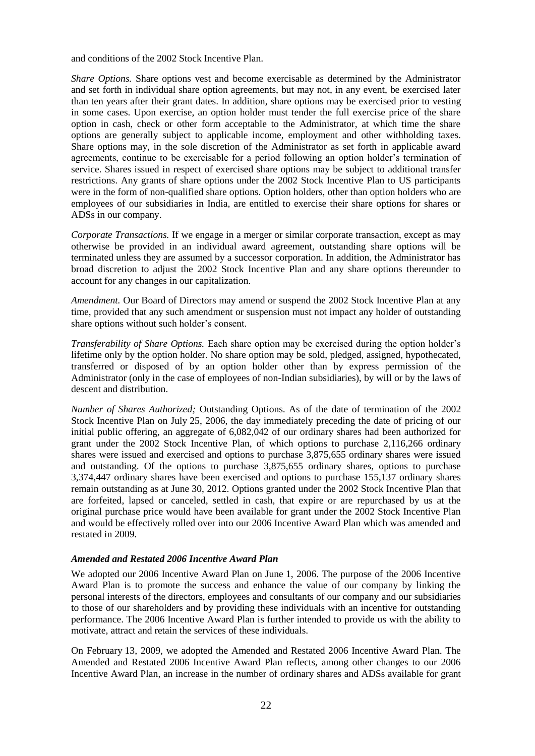and conditions of the 2002 Stock Incentive Plan.

*Share Options.* Share options vest and become exercisable as determined by the Administrator and set forth in individual share option agreements, but may not, in any event, be exercised later than ten years after their grant dates. In addition, share options may be exercised prior to vesting in some cases. Upon exercise, an option holder must tender the full exercise price of the share option in cash, check or other form acceptable to the Administrator, at which time the share options are generally subject to applicable income, employment and other withholding taxes. Share options may, in the sole discretion of the Administrator as set forth in applicable award agreements, continue to be exercisable for a period following an option holder's termination of service. Shares issued in respect of exercised share options may be subject to additional transfer restrictions. Any grants of share options under the 2002 Stock Incentive Plan to US participants were in the form of non-qualified share options. Option holders, other than option holders who are employees of our subsidiaries in India, are entitled to exercise their share options for shares or ADSs in our company.

*Corporate Transactions.* If we engage in a merger or similar corporate transaction, except as may otherwise be provided in an individual award agreement, outstanding share options will be terminated unless they are assumed by a successor corporation. In addition, the Administrator has broad discretion to adjust the 2002 Stock Incentive Plan and any share options thereunder to account for any changes in our capitalization.

*Amendment.* Our Board of Directors may amend or suspend the 2002 Stock Incentive Plan at any time, provided that any such amendment or suspension must not impact any holder of outstanding share options without such holder's consent.

*Transferability of Share Options.* Each share option may be exercised during the option holder's lifetime only by the option holder. No share option may be sold, pledged, assigned, hypothecated, transferred or disposed of by an option holder other than by express permission of the Administrator (only in the case of employees of non-Indian subsidiaries), by will or by the laws of descent and distribution.

*Number of Shares Authorized;* Outstanding Options. As of the date of termination of the 2002 Stock Incentive Plan on July 25, 2006, the day immediately preceding the date of pricing of our initial public offering, an aggregate of 6,082,042 of our ordinary shares had been authorized for grant under the 2002 Stock Incentive Plan, of which options to purchase 2,116,266 ordinary shares were issued and exercised and options to purchase 3,875,655 ordinary shares were issued and outstanding. Of the options to purchase 3,875,655 ordinary shares, options to purchase 3,374,447 ordinary shares have been exercised and options to purchase 155,137 ordinary shares remain outstanding as at June 30, 2012. Options granted under the 2002 Stock Incentive Plan that are forfeited, lapsed or canceled, settled in cash, that expire or are repurchased by us at the original purchase price would have been available for grant under the 2002 Stock Incentive Plan and would be effectively rolled over into our 2006 Incentive Award Plan which was amended and restated in 2009.

### *Amended and Restated 2006 Incentive Award Plan*

We adopted our 2006 Incentive Award Plan on June 1, 2006. The purpose of the 2006 Incentive Award Plan is to promote the success and enhance the value of our company by linking the personal interests of the directors, employees and consultants of our company and our subsidiaries to those of our shareholders and by providing these individuals with an incentive for outstanding performance. The 2006 Incentive Award Plan is further intended to provide us with the ability to motivate, attract and retain the services of these individuals.

On February 13, 2009, we adopted the Amended and Restated 2006 Incentive Award Plan. The Amended and Restated 2006 Incentive Award Plan reflects, among other changes to our 2006 Incentive Award Plan, an increase in the number of ordinary shares and ADSs available for grant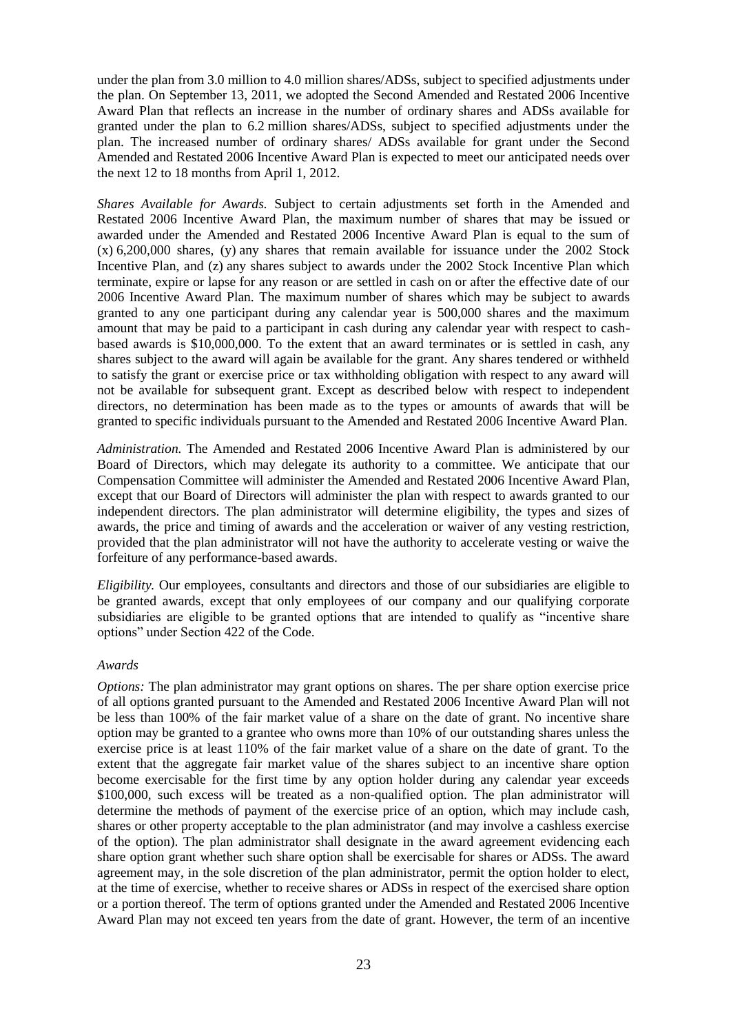under the plan from 3.0 million to 4.0 million shares/ADSs, subject to specified adjustments under the plan. On September 13, 2011, we adopted the Second Amended and Restated 2006 Incentive Award Plan that reflects an increase in the number of ordinary shares and ADSs available for granted under the plan to 6.2 million shares/ADSs, subject to specified adjustments under the plan. The increased number of ordinary shares/ ADSs available for grant under the Second Amended and Restated 2006 Incentive Award Plan is expected to meet our anticipated needs over the next 12 to 18 months from April 1, 2012.

*Shares Available for Awards.* Subject to certain adjustments set forth in the Amended and Restated 2006 Incentive Award Plan, the maximum number of shares that may be issued or awarded under the Amended and Restated 2006 Incentive Award Plan is equal to the sum of (x) 6,200,000 shares, (y) any shares that remain available for issuance under the 2002 Stock Incentive Plan, and (z) any shares subject to awards under the 2002 Stock Incentive Plan which terminate, expire or lapse for any reason or are settled in cash on or after the effective date of our 2006 Incentive Award Plan. The maximum number of shares which may be subject to awards granted to any one participant during any calendar year is 500,000 shares and the maximum amount that may be paid to a participant in cash during any calendar year with respect to cash-based awards is $10,000,000. To the extent that an award terminates or is settled in cash, any shares subject to the award will again be available for the grant. Any shares tendered or withheld to satisfy the grant or exercise price or tax withholding obligation with respect to any award will not be available for subsequent grant. Except as described below with respect to independent directors, no determination has been made as to the types or amounts of awards that will be granted to specific individuals pursuant to the Amended and Restated 2006 Incentive Award Plan.

*Administration.* The Amended and Restated 2006 Incentive Award Plan is administered by our Board of Directors, which may delegate its authority to a committee. We anticipate that our Compensation Committee will administer the Amended and Restated 2006 Incentive Award Plan, except that our Board of Directors will administer the plan with respect to awards granted to our independent directors. The plan administrator will determine eligibility, the types and sizes of awards, the price and timing of awards and the acceleration or waiver of any vesting restriction, provided that the plan administrator will not have the authority to accelerate vesting or waive the forfeiture of any performance-based awards.

*Eligibility.* Our employees, consultants and directors and those of our subsidiaries are eligible to be granted awards, except that only employees of our company and our qualifying corporate subsidiaries are eligible to be granted options that are intended to qualify as "incentive share options" under Section 422 of the Code.

*Awards*

*Options:* The plan administrator may grant options on shares. The per share option exercise price of all options granted pursuant to the Amended and Restated 2006 Incentive Award Plan will not be less than 100% of the fair market value of a share on the date of grant. No incentive share option may be granted to a grantee who owns more than 10% of our outstanding shares unless the exercise price is at least 110% of the fair market value of a share on the date of grant. To the extent that the aggregate fair market value of the shares subject to an incentive share option become exercisable for the first time by any option holder during any calendar year exceeds $100,000, such excess will be treated as a non-qualified option. The plan administrator will determine the methods of payment of the exercise price of an option, which may include cash, shares or other property acceptable to the plan administrator (and may involve a cashless exercise of the option). The plan administrator shall designate in the award agreement evidencing each share option grant whether such share option shall be exercisable for shares or ADSs. The award agreement may, in the sole discretion of the plan administrator, permit the option holder to elect, at the time of exercise, whether to receive shares or ADSs in respect of the exercised share option or a portion thereof. The term of options granted under the Amended and Restated 2006 Incentive Award Plan may not exceed ten years from the date of grant. However, the term of an incentive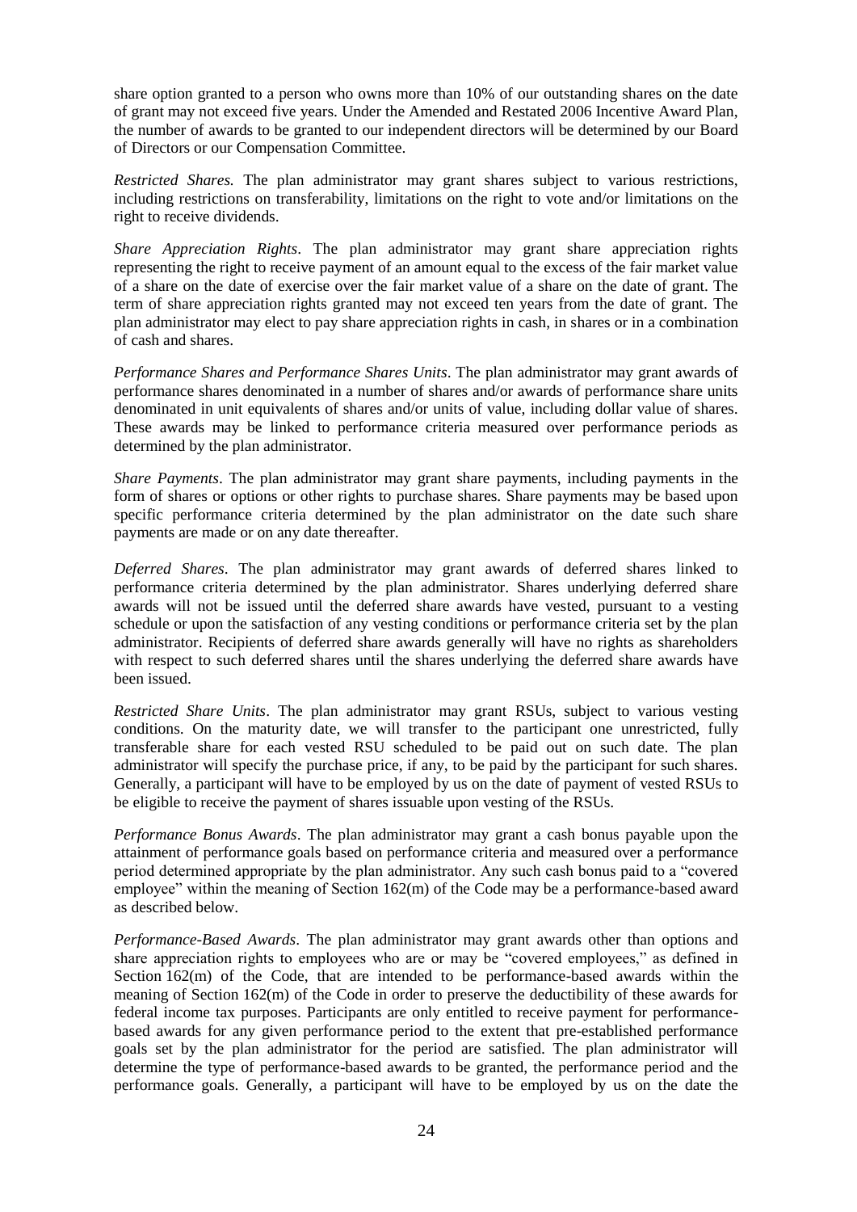share option granted to a person who owns more than 10% of our outstanding shares on the date of grant may not exceed five years. Under the Amended and Restated 2006 Incentive Award Plan, the number of awards to be granted to our independent directors will be determined by our Board of Directors or our Compensation Committee.

*Restricted Shares.* The plan administrator may grant shares subject to various restrictions, including restrictions on transferability, limitations on the right to vote and/or limitations on the right to receive dividends.

*Share Appreciation Rights*. The plan administrator may grant share appreciation rights representing the right to receive payment of an amount equal to the excess of the fair market value of a share on the date of exercise over the fair market value of a share on the date of grant. The term of share appreciation rights granted may not exceed ten years from the date of grant. The plan administrator may elect to pay share appreciation rights in cash, in shares or in a combination of cash and shares.

*Performance Shares and Performance Shares Units*. The plan administrator may grant awards of performance shares denominated in a number of shares and/or awards of performance share units denominated in unit equivalents of shares and/or units of value, including dollar value of shares. These awards may be linked to performance criteria measured over performance periods as determined by the plan administrator.

*Share Payments*. The plan administrator may grant share payments, including payments in the form of shares or options or other rights to purchase shares. Share payments may be based upon specific performance criteria determined by the plan administrator on the date such share payments are made or on any date thereafter.

*Deferred Shares*. The plan administrator may grant awards of deferred shares linked to performance criteria determined by the plan administrator. Shares underlying deferred share awards will not be issued until the deferred share awards have vested, pursuant to a vesting schedule or upon the satisfaction of any vesting conditions or performance criteria set by the plan administrator. Recipients of deferred share awards generally will have no rights as shareholders with respect to such deferred shares until the shares underlying the deferred share awards have been issued.

*Restricted Share Units*. The plan administrator may grant RSUs, subject to various vesting conditions. On the maturity date, we will transfer to the participant one unrestricted, fully transferable share for each vested RSU scheduled to be paid out on such date. The plan administrator will specify the purchase price, if any, to be paid by the participant for such shares. Generally, a participant will have to be employed by us on the date of payment of vested RSUs to be eligible to receive the payment of shares issuable upon vesting of the RSUs.

*Performance Bonus Awards*. The plan administrator may grant a cash bonus payable upon the attainment of performance goals based on performance criteria and measured over a performance period determined appropriate by the plan administrator. Any such cash bonus paid to a "covered employee" within the meaning of Section 162(m) of the Code may be a performance-based award as described below.

*Performance-Based Awards*. The plan administrator may grant awards other than options and share appreciation rights to employees who are or may be "covered employees," as defined in Section 162(m) of the Code, that are intended to be performance-based awards within the meaning of Section 162(m) of the Code in order to preserve the deductibility of these awards for federal income tax purposes. Participants are only entitled to receive payment for performance-based awards for any given performance period to the extent that pre-established performance goals set by the plan administrator for the period are satisfied. The plan administrator will determine the type of performance-based awards to be granted, the performance period and the performance goals. Generally, a participant will have to be employed by us on the date the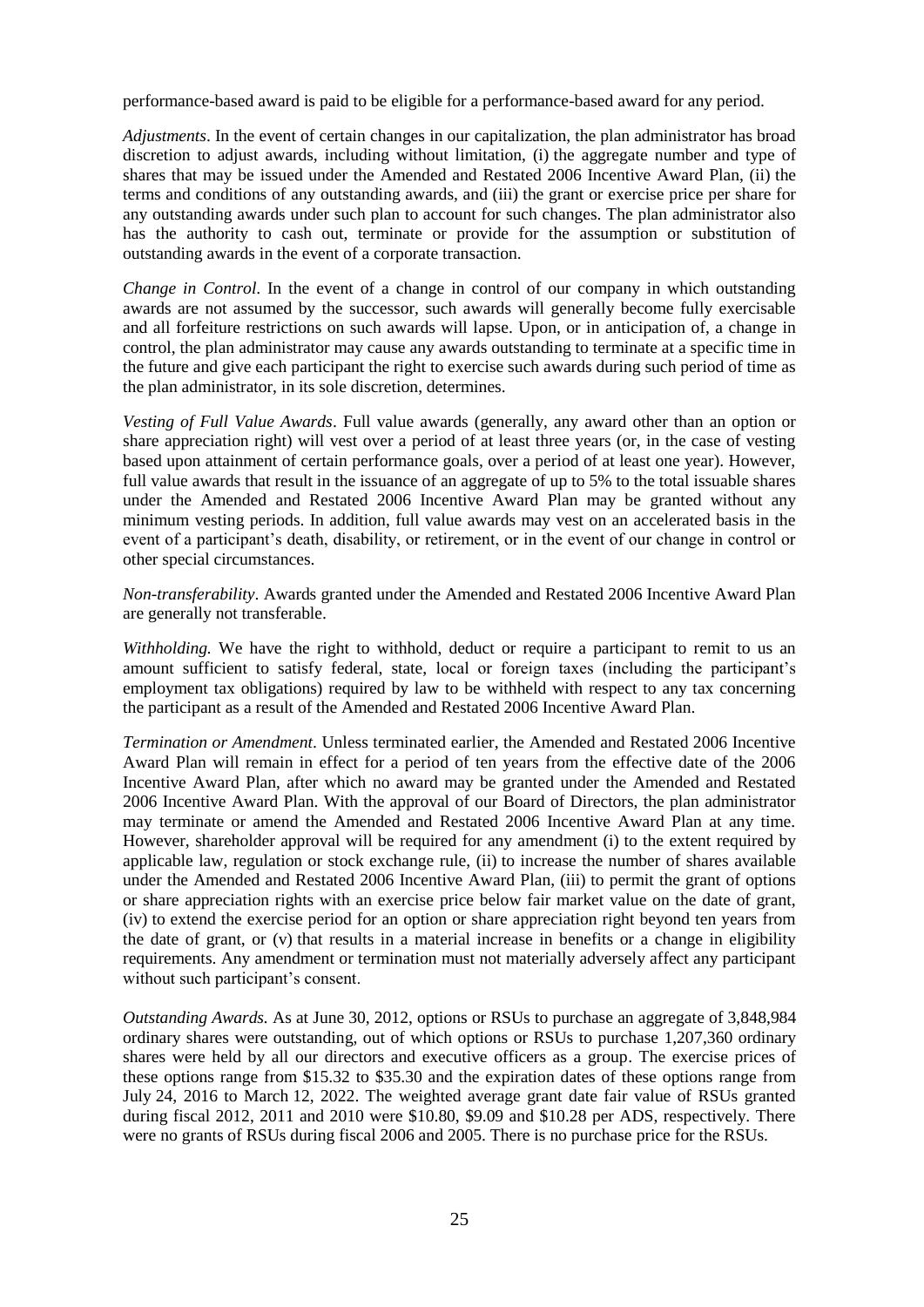performance-based award is paid to be eligible for a performance-based award for any period.

*Adjustments*. In the event of certain changes in our capitalization, the plan administrator has broad discretion to adjust awards, including without limitation, (i) the aggregate number and type of shares that may be issued under the Amended and Restated 2006 Incentive Award Plan, (ii) the terms and conditions of any outstanding awards, and (iii) the grant or exercise price per share for any outstanding awards under such plan to account for such changes. The plan administrator also has the authority to cash out, terminate or provide for the assumption or substitution of outstanding awards in the event of a corporate transaction.

*Change in Control*. In the event of a change in control of our company in which outstanding awards are not assumed by the successor, such awards will generally become fully exercisable and all forfeiture restrictions on such awards will lapse. Upon, or in anticipation of, a change in control, the plan administrator may cause any awards outstanding to terminate at a specific time in the future and give each participant the right to exercise such awards during such period of time as the plan administrator, in its sole discretion, determines.

*Vesting of Full Value Awards*. Full value awards (generally, any award other than an option or share appreciation right) will vest over a period of at least three years (or, in the case of vesting based upon attainment of certain performance goals, over a period of at least one year). However, full value awards that result in the issuance of an aggregate of up to 5% to the total issuable shares under the Amended and Restated 2006 Incentive Award Plan may be granted without any minimum vesting periods. In addition, full value awards may vest on an accelerated basis in the event of a participant's death, disability, or retirement, or in the event of our change in control or other special circumstances.

*Non-transferability*. Awards granted under the Amended and Restated 2006 Incentive Award Plan are generally not transferable.

*Withholding.* We have the right to withhold, deduct or require a participant to remit to us an amount sufficient to satisfy federal, state, local or foreign taxes (including the participant's employment tax obligations) required by law to be withheld with respect to any tax concerning the participant as a result of the Amended and Restated 2006 Incentive Award Plan.

*Termination or Amendment*. Unless terminated earlier, the Amended and Restated 2006 Incentive Award Plan will remain in effect for a period of ten years from the effective date of the 2006 Incentive Award Plan, after which no award may be granted under the Amended and Restated 2006 Incentive Award Plan. With the approval of our Board of Directors, the plan administrator may terminate or amend the Amended and Restated 2006 Incentive Award Plan at any time. However, shareholder approval will be required for any amendment (i) to the extent required by applicable law, regulation or stock exchange rule, (ii) to increase the number of shares available under the Amended and Restated 2006 Incentive Award Plan, (iii) to permit the grant of options or share appreciation rights with an exercise price below fair market value on the date of grant, (iv) to extend the exercise period for an option or share appreciation right beyond ten years from the date of grant, or (v) that results in a material increase in benefits or a change in eligibility requirements. Any amendment or termination must not materially adversely affect any participant without such participant's consent.

*Outstanding Awards.* As at June 30, 2012, options or RSUs to purchase an aggregate of 3,848,984 ordinary shares were outstanding, out of which options or RSUs to purchase 1,207,360 ordinary shares were held by all our directors and executive officers as a group. The exercise prices of these options range from $15.32 to $35.30 and the expiration dates of these options range from July 24, 2016 to March 12, 2022. The weighted average grant date fair value of RSUs granted during fiscal 2012, 2011 and 2010 were $10.80, $9.09 and $10.28 per ADS, respectively. There were no grants of RSUs during fiscal 2006 and 2005. There is no purchase price for the RSUs.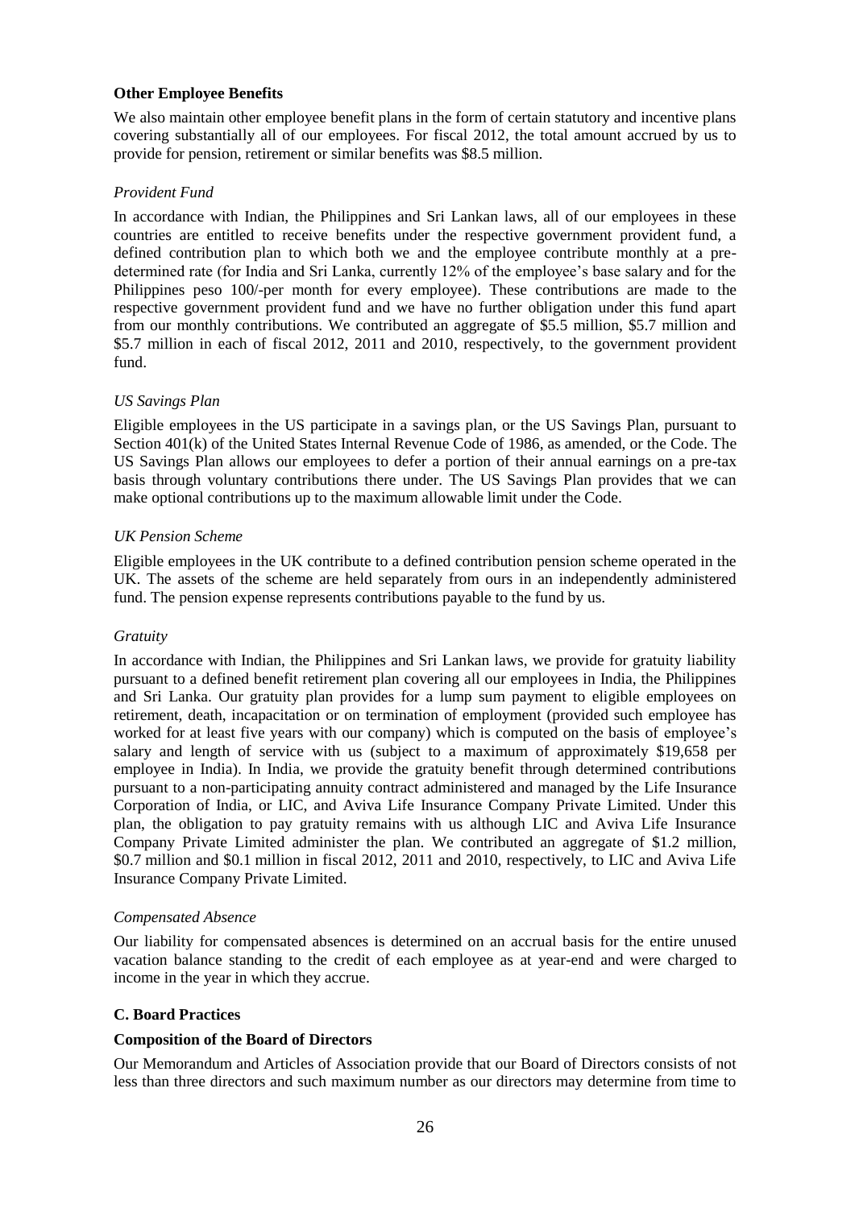**Other Employee Benefits**

We also maintain other employee benefit plans in the form of certain statutory and incentive plans covering substantially all of our employees. For fiscal 2012, the total amount accrued by us to provide for pension, retirement or similar benefits was $8.5 million.

*Provident Fund*

In accordance with Indian, the Philippines and Sri Lankan laws, all of our employees in these countries are entitled to receive benefits under the respective government provident fund, a defined contribution plan to which both we and the employee contribute monthly at a pre-determined rate (for India and Sri Lanka, currently 12% of the employee's base salary and for the Philippines peso 100/-per month for every employee). These contributions are made to the respective government provident fund and we have no further obligation under this fund apart from our monthly contributions. We contributed an aggregate of $5.5 million, $5.7 million and $5.7 million in each of fiscal 2012, 2011 and 2010, respectively, to the government provident fund.

*US Savings Plan*

Eligible employees in the US participate in a savings plan, or the US Savings Plan, pursuant to Section 401(k) of the United States Internal Revenue Code of 1986, as amended, or the Code. The US Savings Plan allows our employees to defer a portion of their annual earnings on a pre-tax basis through voluntary contributions there under. The US Savings Plan provides that we can make optional contributions up to the maximum allowable limit under the Code.

*UK Pension Scheme*

Eligible employees in the UK contribute to a defined contribution pension scheme operated in the UK. The assets of the scheme are held separately from ours in an independently administered fund. The pension expense represents contributions payable to the fund by us.

*Gratuity*

In accordance with Indian, the Philippines and Sri Lankan laws, we provide for gratuity liability pursuant to a defined benefit retirement plan covering all our employees in India, the Philippines and Sri Lanka. Our gratuity plan provides for a lump sum payment to eligible employees on retirement, death, incapacitation or on termination of employment (provided such employee has worked for at least five years with our company) which is computed on the basis of employee's salary and length of service with us (subject to a maximum of approximately $19,658 per employee in India). In India, we provide the gratuity benefit through determined contributions pursuant to a non-participating annuity contract administered and managed by the Life Insurance Corporation of India, or LIC, and Aviva Life Insurance Company Private Limited. Under this plan, the obligation to pay gratuity remains with us although LIC and Aviva Life Insurance Company Private Limited administer the plan. We contributed an aggregate of $1.2 million, $0.7 million and $0.1 million in fiscal 2012, 2011 and 2010, respectively, to LIC and Aviva Life Insurance Company Private Limited.

*Compensated Absence*

Our liability for compensated absences is determined on an accrual basis for the entire unused vacation balance standing to the credit of each employee as at year-end and were charged to income in the year in which they accrue.

**C. Board Practices**

**Composition of the Board of Directors**

Our Memorandum and Articles of Association provide that our Board of Directors consists of not less than three directors and such maximum number as our directors may determine from time to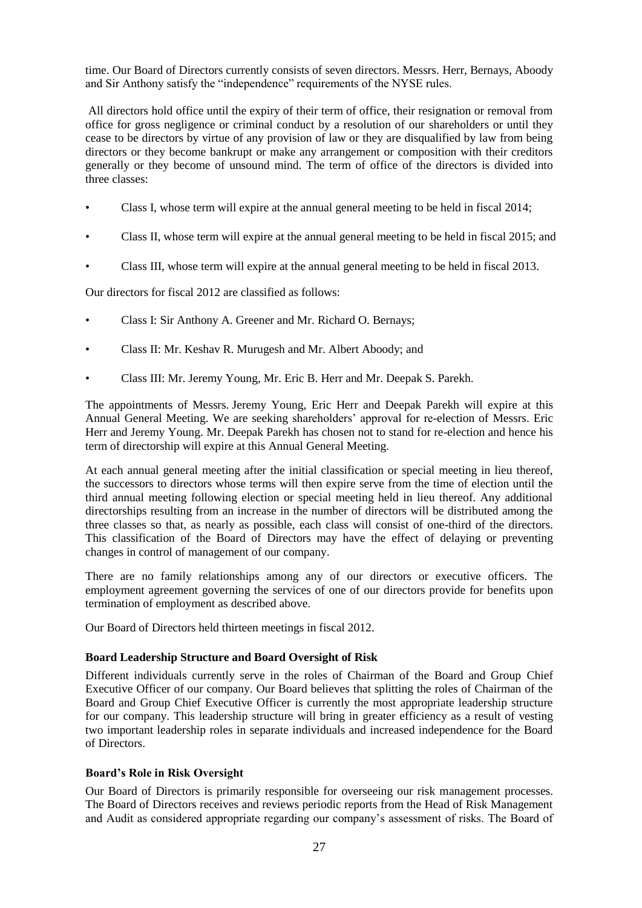time. Our Board of Directors currently consists of seven directors. Messrs. Herr, Bernays, Aboody and Sir Anthony satisfy the "independence" requirements of the NYSE rules.

All directors hold office until the expiry of their term of office, their resignation or removal from office for gross negligence or criminal conduct by a resolution of our shareholders or until they cease to be directors by virtue of any provision of law or they are disqualified by law from being directors or they become bankrupt or make any arrangement or composition with their creditors generally or they become of unsound mind. The term of office of the directors is divided into three classes:

- Class I, whose term will expire at the annual general meeting to be held in fiscal 2014;
- Class II, whose term will expire at the annual general meeting to be held in fiscal 2015; and
- Class III, whose term will expire at the annual general meeting to be held in fiscal 2013.

Our directors for fiscal 2012 are classified as follows:

- Class I: Sir Anthony A. Greener and Mr. Richard O. Bernays;
- Class II: Mr. Keshav R. Murugesh and Mr. Albert Aboody; and
- Class III: Mr. Jeremy Young, Mr. Eric B. Herr and Mr. Deepak S. Parekh.

The appointments of Messrs. Jeremy Young, Eric Herr and Deepak Parekh will expire at this Annual General Meeting. We are seeking shareholders' approval for re-election of Messrs. Eric Herr and Jeremy Young. Mr. Deepak Parekh has chosen not to stand for re-election and hence his term of directorship will expire at this Annual General Meeting.

At each annual general meeting after the initial classification or special meeting in lieu thereof, the successors to directors whose terms will then expire serve from the time of election until the third annual meeting following election or special meeting held in lieu thereof. Any additional directorships resulting from an increase in the number of directors will be distributed among the three classes so that, as nearly as possible, each class will consist of one-third of the directors. This classification of the Board of Directors may have the effect of delaying or preventing changes in control of management of our company.

There are no family relationships among any of our directors or executive officers. The employment agreement governing the services of one of our directors provide for benefits upon termination of employment as described above.

Our Board of Directors held thirteen meetings in fiscal 2012.

**Board Leadership Structure and Board Oversight of Risk**

Different individuals currently serve in the roles of Chairman of the Board and Group Chief Executive Officer of our company. Our Board believes that splitting the roles of Chairman of the Board and Group Chief Executive Officer is currently the most appropriate leadership structure for our company. This leadership structure will bring in greater efficiency as a result of vesting two important leadership roles in separate individuals and increased independence for the Board of Directors.

**Board's Role in Risk Oversight**

Our Board of Directors is primarily responsible for overseeing our risk management processes. The Board of Directors receives and reviews periodic reports from the Head of Risk Management and Audit as considered appropriate regarding our company's assessment of risks. The Board of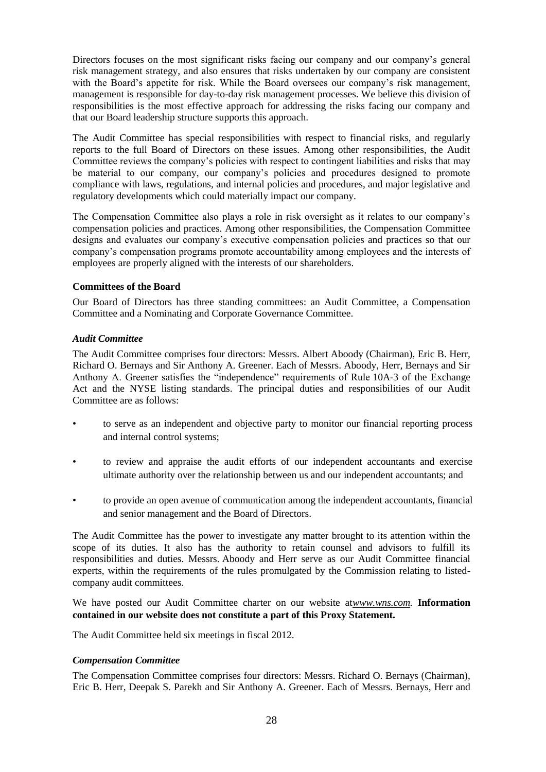Directors focuses on the most significant risks facing our company and our company's general risk management strategy, and also ensures that risks undertaken by our company are consistent with the Board's appetite for risk. While the Board oversees our company's risk management, management is responsible for day-to-day risk management processes. We believe this division of responsibilities is the most effective approach for addressing the risks facing our company and that our Board leadership structure supports this approach.

The Audit Committee has special responsibilities with respect to financial risks, and regularly reports to the full Board of Directors on these issues. Among other responsibilities, the Audit Committee reviews the company's policies with respect to contingent liabilities and risks that may be material to our company, our company's policies and procedures designed to promote compliance with laws, regulations, and internal policies and procedures, and major legislative and regulatory developments which could materially impact our company.

The Compensation Committee also plays a role in risk oversight as it relates to our company's compensation policies and practices. Among other responsibilities, the Compensation Committee designs and evaluates our company's executive compensation policies and practices so that our company's compensation programs promote accountability among employees and the interests of employees are properly aligned with the interests of our shareholders.

**Committees of the Board**

Our Board of Directors has three standing committees: an Audit Committee, a Compensation Committee and a Nominating and Corporate Governance Committee.

***Audit Committee***

The Audit Committee comprises four directors: Messrs. Albert Aboody (Chairman), Eric B. Herr, Richard O. Bernays and Sir Anthony A. Greener. Each of Messrs. Aboody, Herr, Bernays and Sir Anthony A. Greener satisfies the "independence" requirements of Rule 10A-3 of the Exchange Act and the NYSE listing standards. The principal duties and responsibilities of our Audit Committee are as follows:

- to serve as an independent and objective party to monitor our financial reporting process and internal control systems;
- to review and appraise the audit efforts of our independent accountants and exercise ultimate authority over the relationship between us and our independent accountants; and
- to provide an open avenue of communication among the independent accountants, financial and senior management and the Board of Directors.

The Audit Committee has the power to investigate any matter brought to its attention within the scope of its duties. It also has the authority to retain counsel and advisors to fulfill its responsibilities and duties. Messrs. Aboody and Herr serve as our Audit Committee financial experts, within the requirements of the rules promulgated by the Commission relating to listed-company audit committees.

We have posted our Audit Committee charter on our website at*www.wns.com.* **Information contained in our website does not constitute a part of this Proxy Statement.**

The Audit Committee held six meetings in fiscal 2012.

***Compensation Committee***

The Compensation Committee comprises four directors: Messrs. Richard O. Bernays (Chairman), Eric B. Herr, Deepak S. Parekh and Sir Anthony A. Greener. Each of Messrs. Bernays, Herr and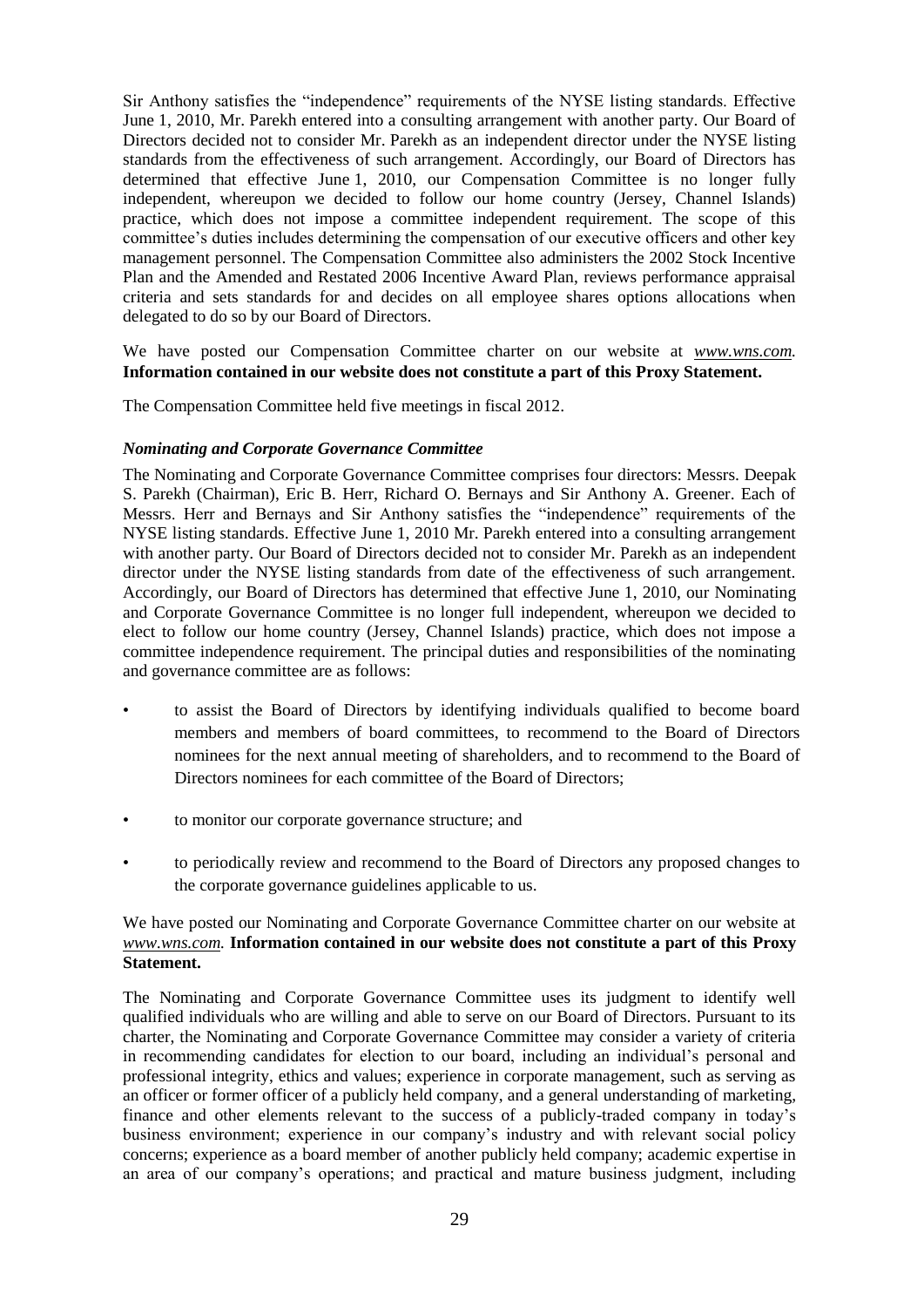Sir Anthony satisfies the "independence" requirements of the NYSE listing standards. Effective June 1, 2010, Mr. Parekh entered into a consulting arrangement with another party. Our Board of Directors decided not to consider Mr. Parekh as an independent director under the NYSE listing standards from the effectiveness of such arrangement. Accordingly, our Board of Directors has determined that effective June 1, 2010, our Compensation Committee is no longer fully independent, whereupon we decided to follow our home country (Jersey, Channel Islands) practice, which does not impose a committee independent requirement. The scope of this committee's duties includes determining the compensation of our executive officers and other key management personnel. The Compensation Committee also administers the 2002 Stock Incentive Plan and the Amended and Restated 2006 Incentive Award Plan, reviews performance appraisal criteria and sets standards for and decides on all employee shares options allocations when delegated to do so by our Board of Directors.

We have posted our Compensation Committee charter on our website at *www.wns.com.* **Information contained in our website does not constitute a part of this Proxy Statement.**

The Compensation Committee held five meetings in fiscal 2012.

### *Nominating and Corporate Governance Committee*

The Nominating and Corporate Governance Committee comprises four directors: Messrs. Deepak S. Parekh (Chairman), Eric B. Herr, Richard O. Bernays and Sir Anthony A. Greener. Each of Messrs. Herr and Bernays and Sir Anthony satisfies the "independence" requirements of the NYSE listing standards. Effective June 1, 2010 Mr. Parekh entered into a consulting arrangement with another party. Our Board of Directors decided not to consider Mr. Parekh as an independent director under the NYSE listing standards from date of the effectiveness of such arrangement. Accordingly, our Board of Directors has determined that effective June 1, 2010, our Nominating and Corporate Governance Committee is no longer full independent, whereupon we decided to elect to follow our home country (Jersey, Channel Islands) practice, which does not impose a committee independence requirement. The principal duties and responsibilities of the nominating and governance committee are as follows:

- to assist the Board of Directors by identifying individuals qualified to become board members and members of board committees, to recommend to the Board of Directors nominees for the next annual meeting of shareholders, and to recommend to the Board of Directors nominees for each committee of the Board of Directors;
- to monitor our corporate governance structure; and
- to periodically review and recommend to the Board of Directors any proposed changes to the corporate governance guidelines applicable to us.

We have posted our Nominating and Corporate Governance Committee charter on our website at *www.wns.com.* **Information contained in our website does not constitute a part of this Proxy Statement.**

The Nominating and Corporate Governance Committee uses its judgment to identify well qualified individuals who are willing and able to serve on our Board of Directors. Pursuant to its charter, the Nominating and Corporate Governance Committee may consider a variety of criteria in recommending candidates for election to our board, including an individual's personal and professional integrity, ethics and values; experience in corporate management, such as serving as an officer or former officer of a publicly held company, and a general understanding of marketing, finance and other elements relevant to the success of a publicly-traded company in today's business environment; experience in our company's industry and with relevant social policy concerns; experience as a board member of another publicly held company; academic expertise in an area of our company's operations; and practical and mature business judgment, including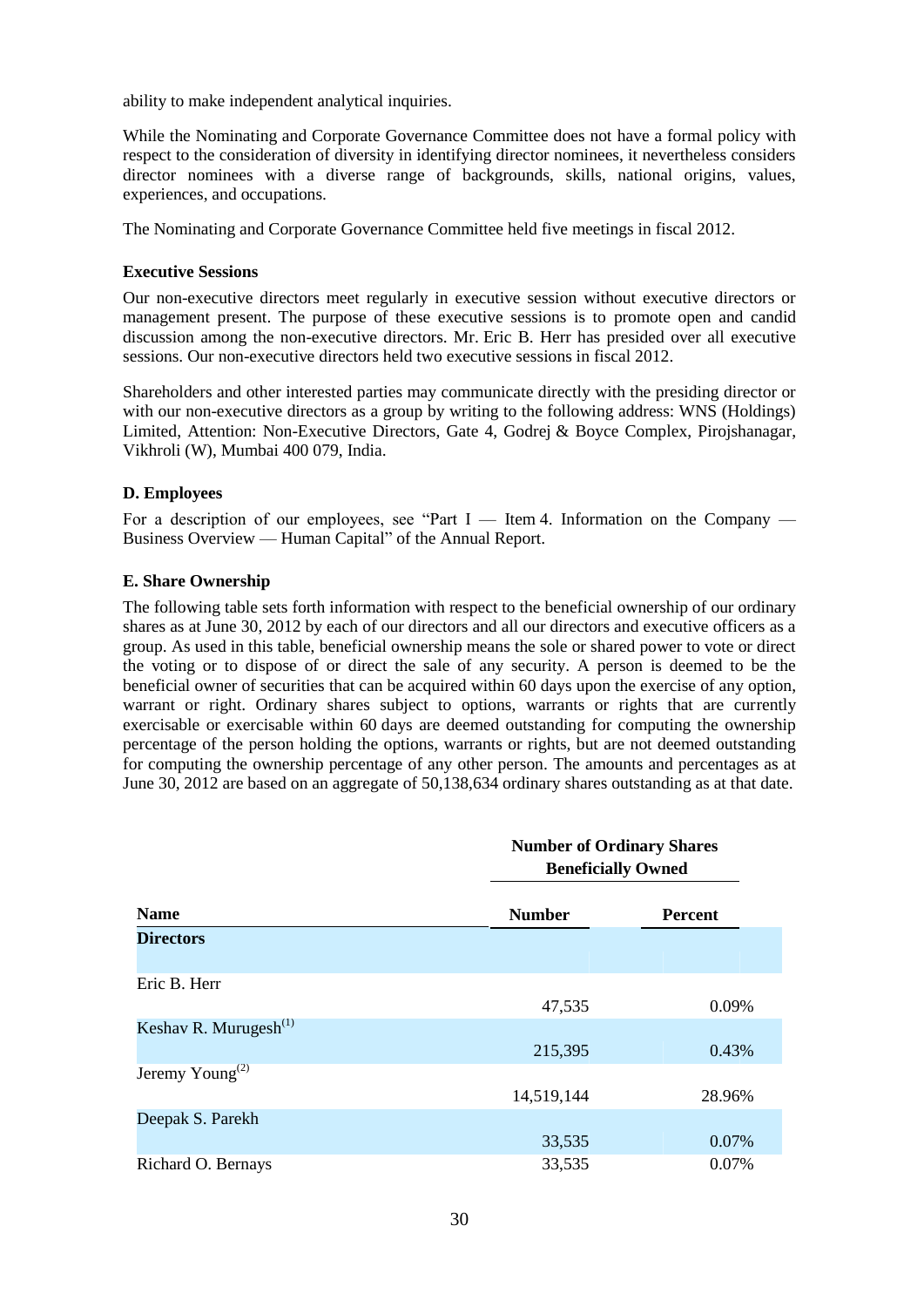ability to make independent analytical inquiries.

While the Nominating and Corporate Governance Committee does not have a formal policy with respect to the consideration of diversity in identifying director nominees, it nevertheless considers director nominees with a diverse range of backgrounds, skills, national origins, values, experiences, and occupations.

The Nominating and Corporate Governance Committee held five meetings in fiscal 2012.

**Executive Sessions**

Our non-executive directors meet regularly in executive session without executive directors or management present. The purpose of these executive sessions is to promote open and candid discussion among the non-executive directors. Mr. Eric B. Herr has presided over all executive sessions. Our non-executive directors held two executive sessions in fiscal 2012.

Shareholders and other interested parties may communicate directly with the presiding director or with our non-executive directors as a group by writing to the following address: WNS (Holdings) Limited, Attention: Non-Executive Directors, Gate 4, Godrej & Boyce Complex, Pirojshanagar, Vikhroli (W), Mumbai 400 079, India.

**D. Employees**

For a description of our employees, see "Part I — Item 4. Information on the Company — Business Overview — Human Capital" of the Annual Report.

**E. Share Ownership**

The following table sets forth information with respect to the beneficial ownership of our ordinary shares as at June 30, 2012 by each of our directors and all our directors and executive officers as a group. As used in this table, beneficial ownership means the sole or shared power to vote or direct the voting or to dispose of or direct the sale of any security. A person is deemed to be the beneficial owner of securities that can be acquired within 60 days upon the exercise of any option, warrant or right. Ordinary shares subject to options, warrants or rights that are currently exercisable or exercisable within 60 days are deemed outstanding for computing the ownership percentage of the person holding the options, warrants or rights, but are not deemed outstanding for computing the ownership percentage of any other person. The amounts and percentages as at June 30, 2012 are based on an aggregate of 50,138,634 ordinary shares outstanding as at that date.

| | Number of Ordinary Shares Beneficially Owned | |
|---|---|---|
| **Name** | **Number** | **Percent** |
| **Directors** | | |
| Eric B. Herr | 47,535 | 0.09% |
| Keshav R. Murugesh[(1)] | 215,395 | 0.43% |
| Jeremy Young[(2)] | 14,519,144 | 28.96% |
| Deepak S. Parekh | 33,535 | 0.07% |
| Richard O. Bernays | 33,535 | 0.07% |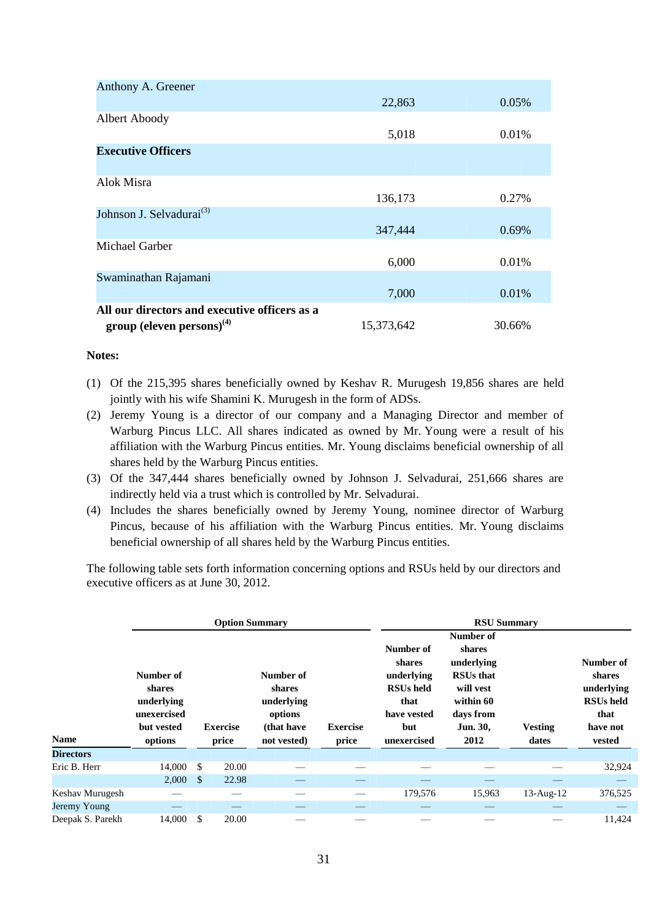| | | |
|---|---|---|
| Anthony A. Greener | 22,863 | 0.05% |
| Albert Aboody | 5,018 | 0.01% |
| **Executive Officers** | | |
| Alok Misra | 136,173 | 0.27% |
| Johnson J. Selvadurai[(3)] | 347,444 | 0.69% |
| Michael Garber | 6,000 | 0.01% |
| Swaminathan Rajamani | 7,000 | 0.01% |
| **All our directors and executive officers as a group (eleven persons)[(4)]** | 15,373,642 | 30.66% |

**Notes:**

(1) Of the 215,395 shares beneficially owned by Keshav R. Murugesh 19,856 shares are held jointly with his wife Shamini K. Murugesh in the form of ADSs.

(2) Jeremy Young is a director of our company and a Managing Director and member of Warburg Pincus LLC. All shares indicated as owned by Mr. Young were a result of his affiliation with the Warburg Pincus entities. Mr. Young disclaims beneficial ownership of all shares held by the Warburg Pincus entities.

(3) Of the 347,444 shares beneficially owned by Johnson J. Selvadurai, 251,666 shares are indirectly held via a trust which is controlled by Mr. Selvadurai.

(4) Includes the shares beneficially owned by Jeremy Young, nominee director of Warburg Pincus, because of his affiliation with the Warburg Pincus entities. Mr. Young disclaims beneficial ownership of all shares held by the Warburg Pincus entities.

The following table sets forth information concerning options and RSUs held by our directors and executive officers as at June 30, 2012.

| | **Option Summary** | | | | **RSU Summary** | | | |
|---|---|---|---|---|---|---|---|---|
| **Name** | **Number of shares underlying unexercised but vested options** | **Exercise price** | **Number of shares underlying options (that have not vested)** | **Exercise price** | **Number of shares underlying RSUs held that have vested but unexercised** | **Number of shares underlying RSUs that will vest within 60 days from Jun. 30, 2012** | **Vesting dates** | **Number of shares underlying RSUs held that have not vested** |
| **Directors** | | | | | | | | |
| Eric B. Herr | 14,000 | $ 20.00 | — | — | — | — | — | 32,924 |
| | 2,000 | $ 22.98 | — | — | — | — | — | — |
| Keshav Murugesh | — | — | — | — | 179,576 | 15,963 | 13-Aug-12 | 376,525 |
| Jeremy Young | — | — | — | — | — | — | — | — |
| Deepak S. Parekh | 14,000 | $ 20.00 | — | — | — | — | — | 11,424 |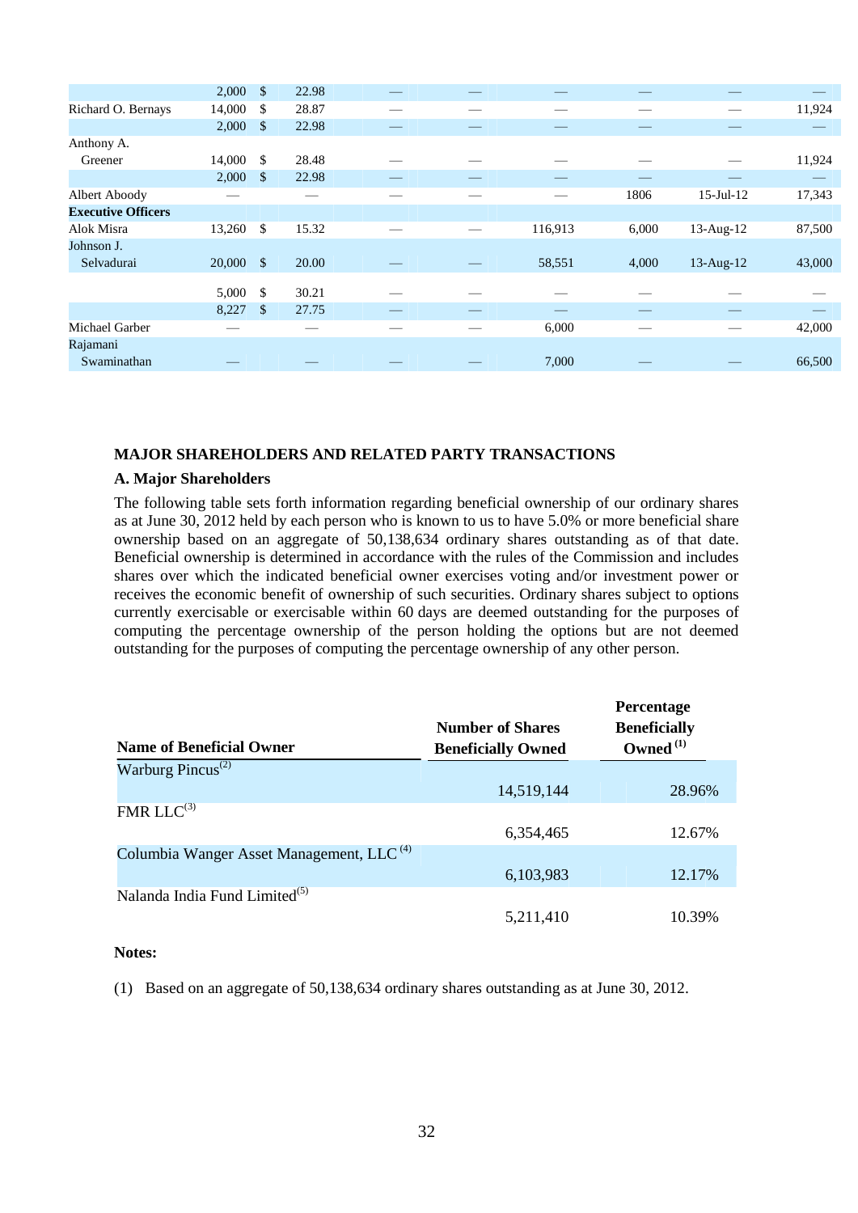| | | | | | | | | |
|---|---|---|---|---|---|---|---|---|
| | 2,000 | $ 22.98 | — | — | — | — | — | — |
| Richard O. Bernays | 14,000 | $ 28.87 | — | — | — | — | — | 11,924 |
| | 2,000 | $ 22.98 | — | — | — | — | — | — |
| Anthony A. Greener | 14,000 | $ 28.48 | — | — | — | — | — | 11,924 |
| | 2,000 | $ 22.98 | — | — | — | — | — | — |
| Albert Aboody | — | — | — | — | — | 1806 | 15-Jul-12 | 17,343 |
| **Executive Officers** | | | | | | | | |
| Alok Misra | 13,260 | $ 15.32 | — | — | 116,913 | 6,000 | 13-Aug-12 | 87,500 |
| Johnson J. Selvadurai | 20,000 | $ 20.00 | — | — | 58,551 | 4,000 | 13-Aug-12 | 43,000 |
| | 5,000 | $ 30.21 | — | — | — | — | — | — |
| | 8,227 | $ 27.75 | — | — | — | — | — | — |
| Michael Garber | — | — | — | — | 6,000 | — | — | 42,000 |
| Rajamani Swaminathan | — | — | — | — | 7,000 | — | — | 66,500 |

## MAJOR SHAREHOLDERS AND RELATED PARTY TRANSACTIONS

### A. Major Shareholders

The following table sets forth information regarding beneficial ownership of our ordinary shares as at June 30, 2012 held by each person who is known to us to have 5.0% or more beneficial share ownership based on an aggregate of 50,138,634 ordinary shares outstanding as of that date. Beneficial ownership is determined in accordance with the rules of the Commission and includes shares over which the indicated beneficial owner exercises voting and/or investment power or receives the economic benefit of ownership of such securities. Ordinary shares subject to options currently exercisable or exercisable within 60 days are deemed outstanding for the purposes of computing the percentage ownership of the person holding the options but are not deemed outstanding for the purposes of computing the percentage ownership of any other person.

| Name of Beneficial Owner | Number of Shares Beneficially Owned | Percentage Beneficially Owned (1) |
|---|---|---|
| Warburg Pincus(2) | 14,519,144 | 28.96% |
| FMR LLC(3) | 6,354,465 | 12.67% |
| Columbia Wanger Asset Management, LLC (4) | 6,103,983 | 12.17% |
| Nalanda India Fund Limited(5) | 5,211,410 | 10.39% |

**Notes:**

(1) Based on an aggregate of 50,138,634 ordinary shares outstanding as at June 30, 2012.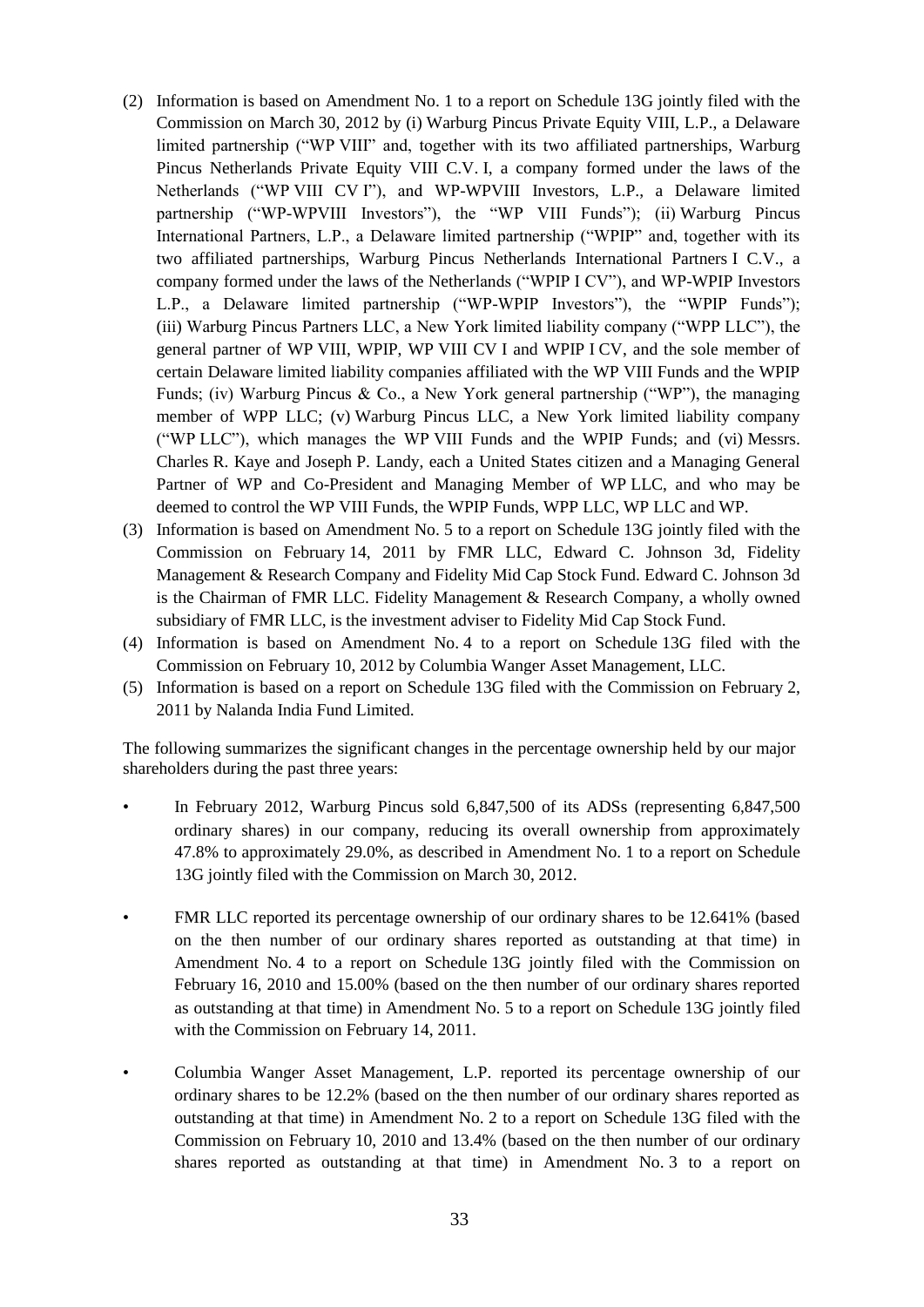(2) Information is based on Amendment No. 1 to a report on Schedule 13G jointly filed with the Commission on March 30, 2012 by (i) Warburg Pincus Private Equity VIII, L.P., a Delaware limited partnership ("WP VIII" and, together with its two affiliated partnerships, Warburg Pincus Netherlands Private Equity VIII C.V. I, a company formed under the laws of the Netherlands ("WP VIII CV I"), and WP-WPVIII Investors, L.P., a Delaware limited partnership ("WP-WPVIII Investors"), the "WP VIII Funds"); (ii) Warburg Pincus International Partners, L.P., a Delaware limited partnership ("WPIP" and, together with its two affiliated partnerships, Warburg Pincus Netherlands International Partners I C.V., a company formed under the laws of the Netherlands ("WPIP I CV"), and WP-WPIP Investors L.P., a Delaware limited partnership ("WP-WPIP Investors"), the "WPIP Funds"); (iii) Warburg Pincus Partners LLC, a New York limited liability company ("WPP LLC"), the general partner of WP VIII, WPIP, WP VIII CV I and WPIP I CV, and the sole member of certain Delaware limited liability companies affiliated with the WP VIII Funds and the WPIP Funds; (iv) Warburg Pincus & Co., a New York general partnership ("WP"), the managing member of WPP LLC; (v) Warburg Pincus LLC, a New York limited liability company ("WP LLC"), which manages the WP VIII Funds and the WPIP Funds; and (vi) Messrs. Charles R. Kaye and Joseph P. Landy, each a United States citizen and a Managing General Partner of WP and Co-President and Managing Member of WP LLC, and who may be deemed to control the WP VIII Funds, the WPIP Funds, WPP LLC, WP LLC and WP.

(3) Information is based on Amendment No. 5 to a report on Schedule 13G jointly filed with the Commission on February 14, 2011 by FMR LLC, Edward C. Johnson 3d, Fidelity Management & Research Company and Fidelity Mid Cap Stock Fund. Edward C. Johnson 3d is the Chairman of FMR LLC. Fidelity Management & Research Company, a wholly owned subsidiary of FMR LLC, is the investment adviser to Fidelity Mid Cap Stock Fund.

(4) Information is based on Amendment No. 4 to a report on Schedule 13G filed with the Commission on February 10, 2012 by Columbia Wanger Asset Management, LLC.

(5) Information is based on a report on Schedule 13G filed with the Commission on February 2, 2011 by Nalanda India Fund Limited.

The following summarizes the significant changes in the percentage ownership held by our major shareholders during the past three years:

- In February 2012, Warburg Pincus sold 6,847,500 of its ADSs (representing 6,847,500 ordinary shares) in our company, reducing its overall ownership from approximately 47.8% to approximately 29.0%, as described in Amendment No. 1 to a report on Schedule 13G jointly filed with the Commission on March 30, 2012.

- FMR LLC reported its percentage ownership of our ordinary shares to be 12.641% (based on the then number of our ordinary shares reported as outstanding at that time) in Amendment No. 4 to a report on Schedule 13G jointly filed with the Commission on February 16, 2010 and 15.00% (based on the then number of our ordinary shares reported as outstanding at that time) in Amendment No. 5 to a report on Schedule 13G jointly filed with the Commission on February 14, 2011.

- Columbia Wanger Asset Management, L.P. reported its percentage ownership of our ordinary shares to be 12.2% (based on the then number of our ordinary shares reported as outstanding at that time) in Amendment No. 2 to a report on Schedule 13G filed with the Commission on February 10, 2010 and 13.4% (based on the then number of our ordinary shares reported as outstanding at that time) in Amendment No. 3 to a report on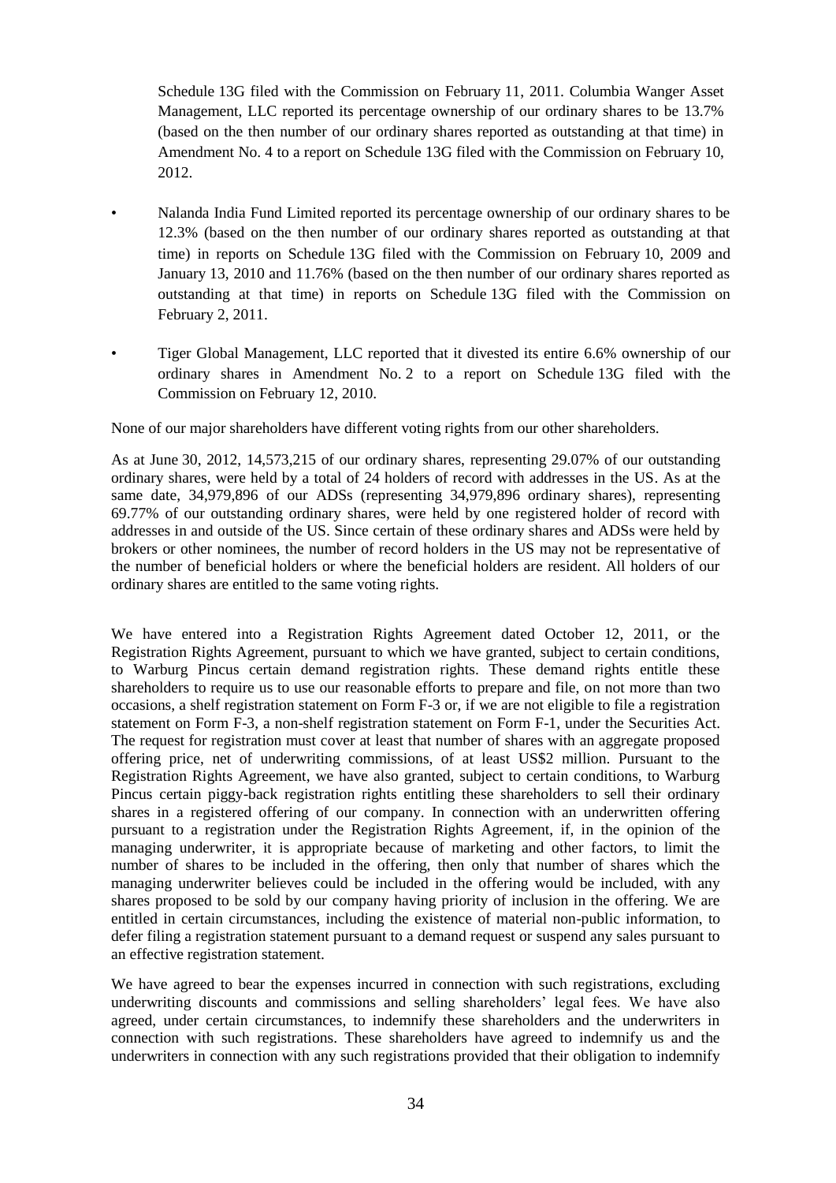Schedule 13G filed with the Commission on February 11, 2011. Columbia Wanger Asset Management, LLC reported its percentage ownership of our ordinary shares to be 13.7% (based on the then number of our ordinary shares reported as outstanding at that time) in Amendment No. 4 to a report on Schedule 13G filed with the Commission on February 10, 2012.

- Nalanda India Fund Limited reported its percentage ownership of our ordinary shares to be 12.3% (based on the then number of our ordinary shares reported as outstanding at that time) in reports on Schedule 13G filed with the Commission on February 10, 2009 and January 13, 2010 and 11.76% (based on the then number of our ordinary shares reported as outstanding at that time) in reports on Schedule 13G filed with the Commission on February 2, 2011.
- Tiger Global Management, LLC reported that it divested its entire 6.6% ownership of our ordinary shares in Amendment No. 2 to a report on Schedule 13G filed with the Commission on February 12, 2010.

None of our major shareholders have different voting rights from our other shareholders.

As at June 30, 2012, 14,573,215 of our ordinary shares, representing 29.07% of our outstanding ordinary shares, were held by a total of 24 holders of record with addresses in the US. As at the same date, 34,979,896 of our ADSs (representing 34,979,896 ordinary shares), representing 69.77% of our outstanding ordinary shares, were held by one registered holder of record with addresses in and outside of the US. Since certain of these ordinary shares and ADSs were held by brokers or other nominees, the number of record holders in the US may not be representative of the number of beneficial holders or where the beneficial holders are resident. All holders of our ordinary shares are entitled to the same voting rights.

We have entered into a Registration Rights Agreement dated October 12, 2011, or the Registration Rights Agreement, pursuant to which we have granted, subject to certain conditions, to Warburg Pincus certain demand registration rights. These demand rights entitle these shareholders to require us to use our reasonable efforts to prepare and file, on not more than two occasions, a shelf registration statement on Form F-3 or, if we are not eligible to file a registration statement on Form F-3, a non-shelf registration statement on Form F-1, under the Securities Act. The request for registration must cover at least that number of shares with an aggregate proposed offering price, net of underwriting commissions, of at least US$2 million. Pursuant to the Registration Rights Agreement, we have also granted, subject to certain conditions, to Warburg Pincus certain piggy-back registration rights entitling these shareholders to sell their ordinary shares in a registered offering of our company. In connection with an underwritten offering pursuant to a registration under the Registration Rights Agreement, if, in the opinion of the managing underwriter, it is appropriate because of marketing and other factors, to limit the number of shares to be included in the offering, then only that number of shares which the managing underwriter believes could be included in the offering would be included, with any shares proposed to be sold by our company having priority of inclusion in the offering. We are entitled in certain circumstances, including the existence of material non-public information, to defer filing a registration statement pursuant to a demand request or suspend any sales pursuant to an effective registration statement.

We have agreed to bear the expenses incurred in connection with such registrations, excluding underwriting discounts and commissions and selling shareholders' legal fees. We have also agreed, under certain circumstances, to indemnify these shareholders and the underwriters in connection with such registrations. These shareholders have agreed to indemnify us and the underwriters in connection with any such registrations provided that their obligation to indemnify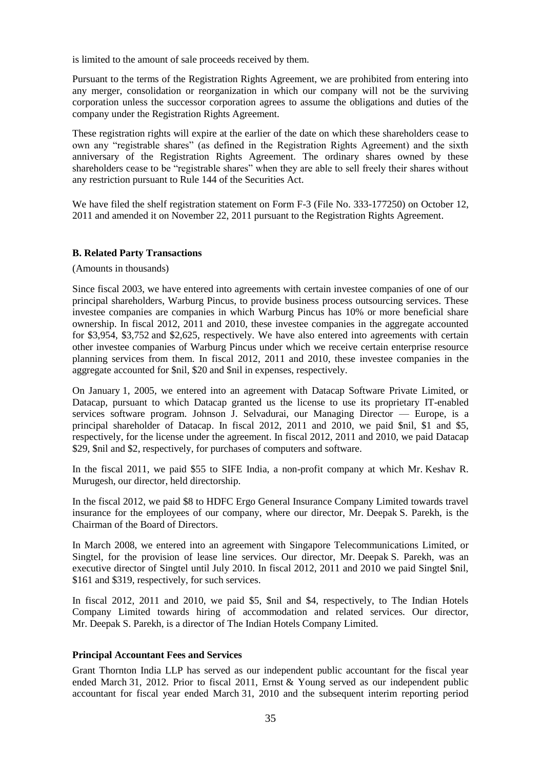is limited to the amount of sale proceeds received by them.

Pursuant to the terms of the Registration Rights Agreement, we are prohibited from entering into any merger, consolidation or reorganization in which our company will not be the surviving corporation unless the successor corporation agrees to assume the obligations and duties of the company under the Registration Rights Agreement.

These registration rights will expire at the earlier of the date on which these shareholders cease to own any "registrable shares" (as defined in the Registration Rights Agreement) and the sixth anniversary of the Registration Rights Agreement. The ordinary shares owned by these shareholders cease to be "registrable shares" when they are able to sell freely their shares without any restriction pursuant to Rule 144 of the Securities Act.

We have filed the shelf registration statement on Form F-3 (File No. 333-177250) on October 12, 2011 and amended it on November 22, 2011 pursuant to the Registration Rights Agreement.

**B. Related Party Transactions**

(Amounts in thousands)

Since fiscal 2003, we have entered into agreements with certain investee companies of one of our principal shareholders, Warburg Pincus, to provide business process outsourcing services. These investee companies are companies in which Warburg Pincus has 10% or more beneficial share ownership. In fiscal 2012, 2011 and 2010, these investee companies in the aggregate accounted for \$3,954, \$3,752 and \$2,625, respectively. We have also entered into agreements with certain other investee companies of Warburg Pincus under which we receive certain enterprise resource planning services from them. In fiscal 2012, 2011 and 2010, these investee companies in the aggregate accounted for \$nil, \$20 and \$nil in expenses, respectively.

On January 1, 2005, we entered into an agreement with Datacap Software Private Limited, or Datacap, pursuant to which Datacap granted us the license to use its proprietary IT-enabled services software program. Johnson J. Selvadurai, our Managing Director — Europe, is a principal shareholder of Datacap. In fiscal 2012, 2011 and 2010, we paid \$nil, \$1 and \$5, respectively, for the license under the agreement. In fiscal 2012, 2011 and 2010, we paid Datacap \$29, \$nil and \$2, respectively, for purchases of computers and software.

In the fiscal 2011, we paid \$55 to SIFE India, a non-profit company at which Mr. Keshav R. Murugesh, our director, held directorship.

In the fiscal 2012, we paid \$8 to HDFC Ergo General Insurance Company Limited towards travel insurance for the employees of our company, where our director, Mr. Deepak S. Parekh, is the Chairman of the Board of Directors.

In March 2008, we entered into an agreement with Singapore Telecommunications Limited, or Singtel, for the provision of lease line services. Our director, Mr. Deepak S. Parekh, was an executive director of Singtel until July 2010. In fiscal 2012, 2011 and 2010 we paid Singtel \$nil, \$161 and \$319, respectively, for such services.

In fiscal 2012, 2011 and 2010, we paid \$5, \$nil and \$4, respectively, to The Indian Hotels Company Limited towards hiring of accommodation and related services. Our director, Mr. Deepak S. Parekh, is a director of The Indian Hotels Company Limited.

**Principal Accountant Fees and Services**

Grant Thornton India LLP has served as our independent public accountant for the fiscal year ended March 31, 2012. Prior to fiscal 2011, Ernst & Young served as our independent public accountant for fiscal year ended March 31, 2010 and the subsequent interim reporting period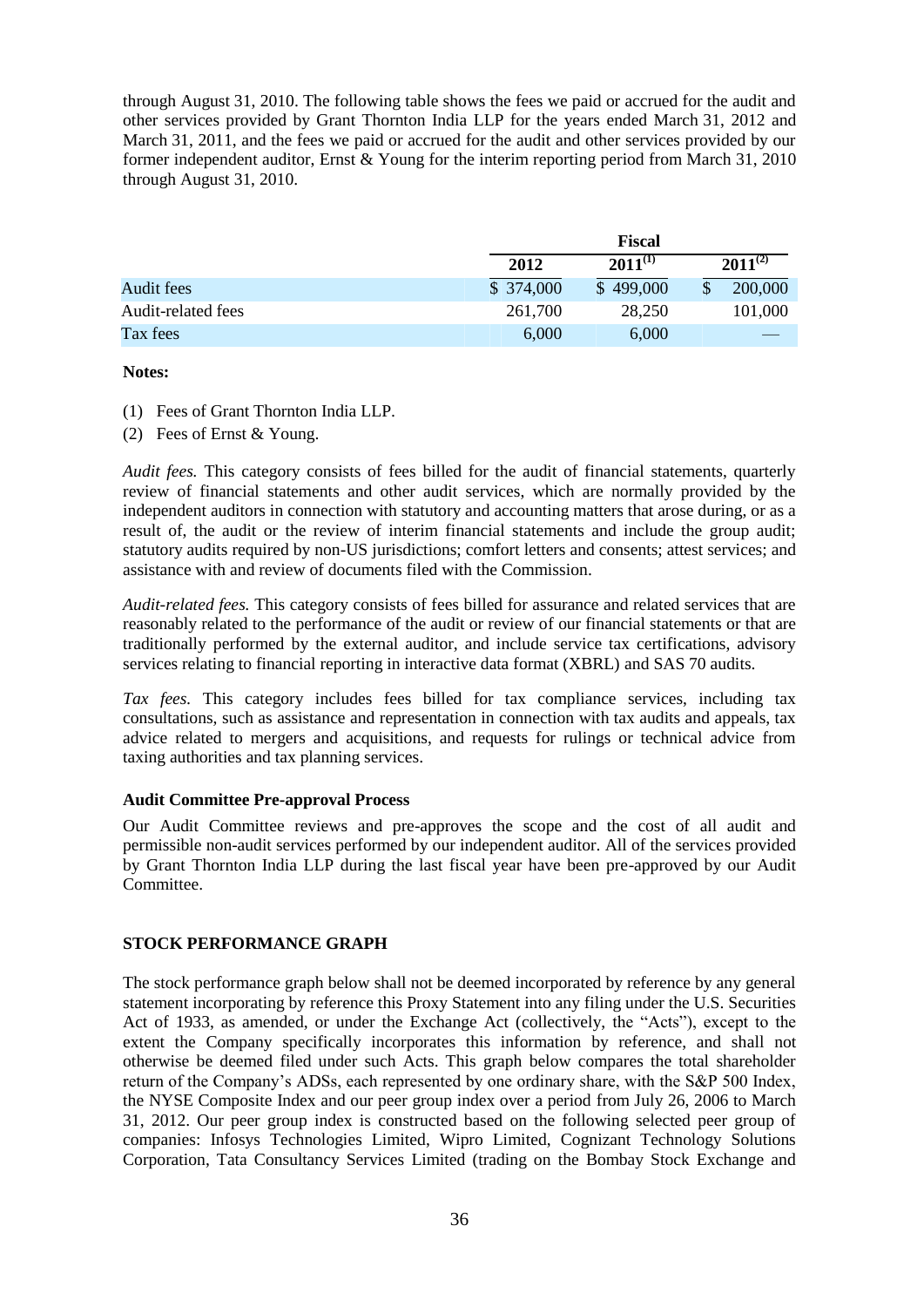through August 31, 2010. The following table shows the fees we paid or accrued for the audit and other services provided by Grant Thornton India LLP for the years ended March 31, 2012 and March 31, 2011, and the fees we paid or accrued for the audit and other services provided by our former independent auditor, Ernst & Young for the interim reporting period from March 31, 2010 through August 31, 2010.

| | Fiscal | | |
|---|---|---|---|
| | 2012 | 2011[(1)] | 2011[(2)] |
| Audit fees | $ 374,000 | $ 499,000 | $ 200,000 |
| Audit-related fees | 261,700 | 28,250 | 101,000 |
| Tax fees | 6,000 | 6,000 | — |

**Notes:**

(1) Fees of Grant Thornton India LLP.

(2) Fees of Ernst & Young.

*Audit fees.* This category consists of fees billed for the audit of financial statements, quarterly review of financial statements and other audit services, which are normally provided by the independent auditors in connection with statutory and accounting matters that arose during, or as a result of, the audit or the review of interim financial statements and include the group audit; statutory audits required by non-US jurisdictions; comfort letters and consents; attest services; and assistance with and review of documents filed with the Commission.

*Audit-related fees.* This category consists of fees billed for assurance and related services that are reasonably related to the performance of the audit or review of our financial statements or that are traditionally performed by the external auditor, and include service tax certifications, advisory services relating to financial reporting in interactive data format (XBRL) and SAS 70 audits.

*Tax fees.* This category includes fees billed for tax compliance services, including tax consultations, such as assistance and representation in connection with tax audits and appeals, tax advice related to mergers and acquisitions, and requests for rulings or technical advice from taxing authorities and tax planning services.

**Audit Committee Pre-approval Process**

Our Audit Committee reviews and pre-approves the scope and the cost of all audit and permissible non-audit services performed by our independent auditor. All of the services provided by Grant Thornton India LLP during the last fiscal year have been pre-approved by our Audit Committee.

**STOCK PERFORMANCE GRAPH**

The stock performance graph below shall not be deemed incorporated by reference by any general statement incorporating by reference this Proxy Statement into any filing under the U.S. Securities Act of 1933, as amended, or under the Exchange Act (collectively, the "Acts"), except to the extent the Company specifically incorporates this information by reference, and shall not otherwise be deemed filed under such Acts. This graph below compares the total shareholder return of the Company's ADSs, each represented by one ordinary share, with the S&P 500 Index, the NYSE Composite Index and our peer group index over a period from July 26, 2006 to March 31, 2012. Our peer group index is constructed based on the following selected peer group of companies: Infosys Technologies Limited, Wipro Limited, Cognizant Technology Solutions Corporation, Tata Consultancy Services Limited (trading on the Bombay Stock Exchange and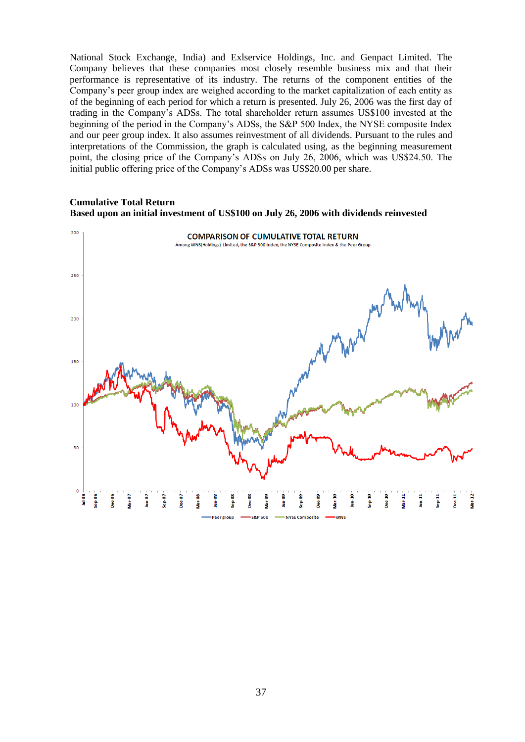National Stock Exchange, India) and Exlservice Holdings, Inc. and Genpact Limited. The Company believes that these companies most closely resemble business mix and that their performance is representative of its industry. The returns of the component entities of the Company's peer group index are weighed according to the market capitalization of each entity as of the beginning of each period for which a return is presented. July 26, 2006 was the first day of trading in the Company's ADSs. The total shareholder return assumes US$100 invested at the beginning of the period in the Company's ADSs, the S&P 500 Index, the NYSE composite Index and our peer group index. It also assumes reinvestment of all dividends. Pursuant to the rules and interpretations of the Commission, the graph is calculated using, as the beginning measurement point, the closing price of the Company's ADSs on July 26, 2006, which was US$24.50. The initial public offering price of the Company's ADSs was US$20.00 per share.

**Cumulative Total Return**
**Based upon an initial investment of US$100 on July 26, 2006 with dividends reinvested**

COMPARISON OF CUMULATIVE TOTAL RETURN

Among WNS(Holdings) Limited, the S&P 500 Index, the NYSE Composite Index & the Peer Group

300
250
200
150
100
50
0

Jul-06 Sep-06 Dec-06 Mar-07 Jun-07 Sep-07 Dec-07 Mar-08 Jun-08 Sep-08 Dec-08 Mar-09 Jun-09 Sep-09 Dec-09 Mar-10 Jun-10 Sep-10 Dec-10 Mar-11 Jun-11 Sep-11 Dec-11 Mar-12

Peer group — S&P 500 — NYSE Composite — WNS